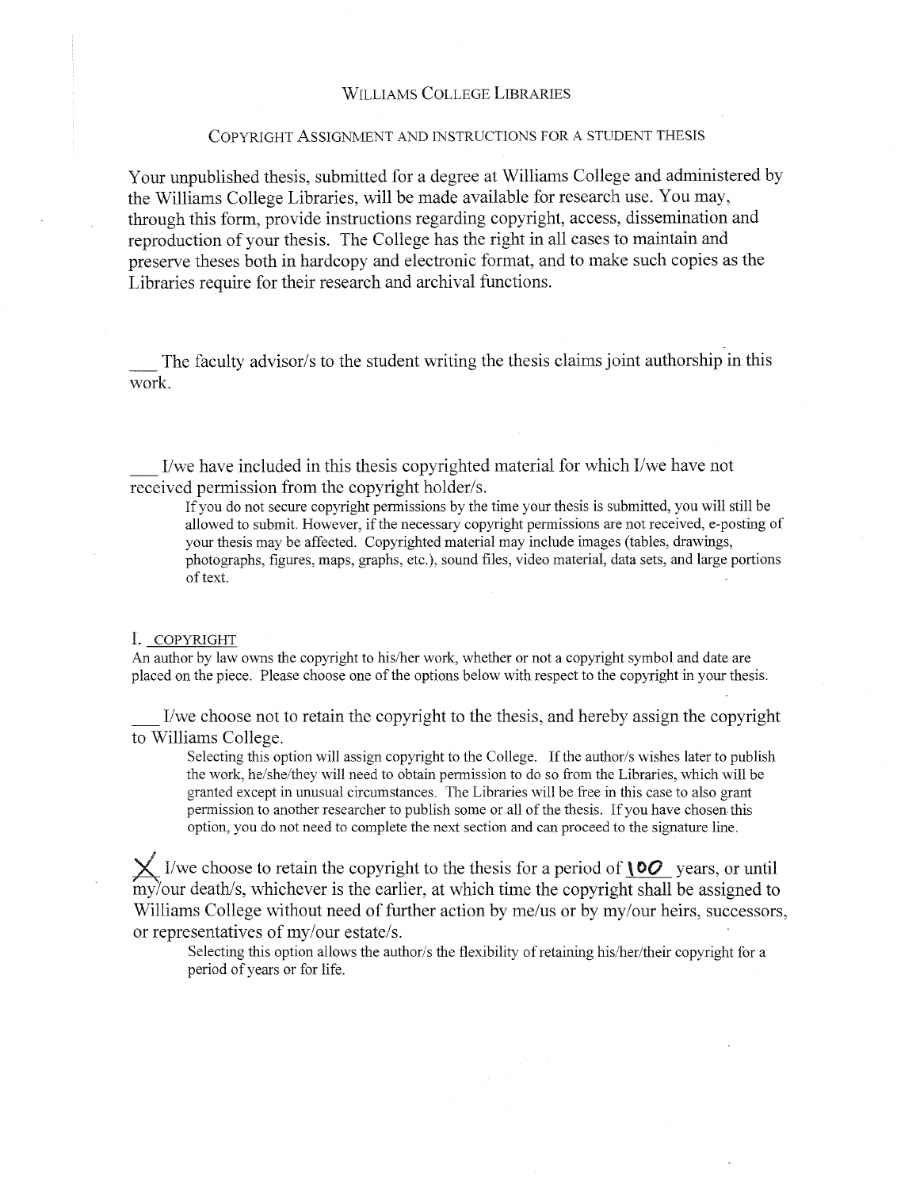WILLIAMS COLLEGE LIBRARIES

COPYRIGHT ASSIGNMENT AND INSTRUCTIONS FOR A STUDENT THESIS

Your unpublished thesis, submitted for a degree at Williams College and administered by the Williams College Libraries, will be made available for research use. You may, through this form, provide instructions regarding copyright, access, dissemination and reproduction of your thesis. The College has the right in all cases to maintain and preserve theses both in hardcopy and electronic format, and to make such copies as the Libraries require for their research and archival functions.

___ The faculty advisor/s to the student writing the thesis claims joint authorship in this work.

___ I/we have included in this thesis copyrighted material for which I/we have not received permission from the copyright holder/s.

> If you do not secure copyright permissions by the time your thesis is submitted, you will still be allowed to submit. However, if the necessary copyright permissions are not received, e-posting of your thesis may be affected. Copyrighted material may include images (tables, drawings, photographs, figures, maps, graphs, etc.), sound files, video material, data sets, and large portions of text.

I. COPYRIGHT

An author by law owns the copyright to his/her work, whether or not a copyright symbol and date are placed on the piece. Please choose one of the options below with respect to the copyright in your thesis.

___ I/we choose not to retain the copyright to the thesis, and hereby assign the copyright to Williams College.

> Selecting this option will assign copyright to the College. If the author/s wishes later to publish the work, he/she/they will need to obtain permission to do so from the Libraries, which will be granted except in unusual circumstances. The Libraries will be free in this case to also grant permission to another researcher to publish some or all of the thesis. If you have chosen this option, you do not need to complete the next section and can proceed to the signature line.

X I/we choose to retain the copyright to the thesis for a period of 100 years, or until my/our death/s, whichever is the earlier, at which time the copyright shall be assigned to Williams College without need of further action by me/us or by my/our heirs, successors, or representatives of my/our estate/s.

> Selecting this option allows the author/s the flexibility of retaining his/her/their copyright for a period of years or for life.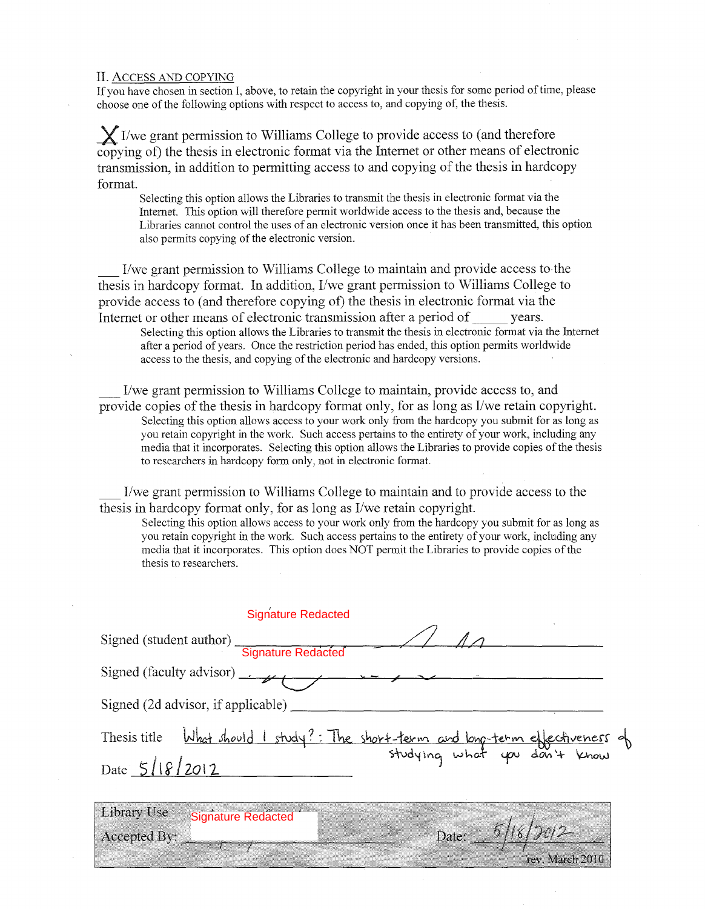## II. Access and Copying

If you have chosen in section I, above, to retain the copyright in your thesis for some period of time, please choose one of the following options with respect to access to, and copying of, the thesis.

X I/we grant permission to Williams College to provide access to (and therefore copying of) the thesis in electronic format via the Internet or other means of electronic transmission, in addition to permitting access to and copying of the thesis in hardcopy format.

> Selecting this option allows the Libraries to transmit the thesis in electronic format via the Internet. This option will therefore permit worldwide access to the thesis and, because the Libraries cannot control the uses of an electronic version once it has been transmitted, this option also permits copying of the electronic version.

___ I/we grant permission to Williams College to maintain and provide access to the thesis in hardcopy format. In addition, I/we grant permission to Williams College to provide access to (and therefore copying of) the thesis in electronic format via the Internet or other means of electronic transmission after a period of _____ years.

> Selecting this option allows the Libraries to transmit the thesis in electronic format via the Internet after a period of years. Once the restriction period has ended, this option permits worldwide access to the thesis, and copying of the electronic and hardcopy versions.

___ I/we grant permission to Williams College to maintain, provide access to, and provide copies of the thesis in hardcopy format only, for as long as I/we retain copyright.

> Selecting this option allows access to your work only from the hardcopy you submit for as long as you retain copyright in the work. Such access pertains to the entirety of your work, including any media that it incorporates. Selecting this option allows the Libraries to provide copies of the thesis to researchers in hardcopy form only, not in electronic format.

___ I/we grant permission to Williams College to maintain and to provide access to the thesis in hardcopy format only, for as long as I/we retain copyright.

> Selecting this option allows access to your work only from the hardcopy you submit for as long as you retain copyright in the work. Such access pertains to the entirety of your work, including any media that it incorporates. This option does NOT permit the Libraries to provide copies of the thesis to researchers.

Signed (student author) Signature Redacted

Signed (faculty advisor) Signature Redacted

Signed (2d advisor, if applicable) ____________________

Thesis title What should I study?: The short-term and long-term effectiveness of studying what you don't know

Date 5/18/2012

Library Use

Accepted By: Signature Redacted Date: 5/18/2012

rev. March 2010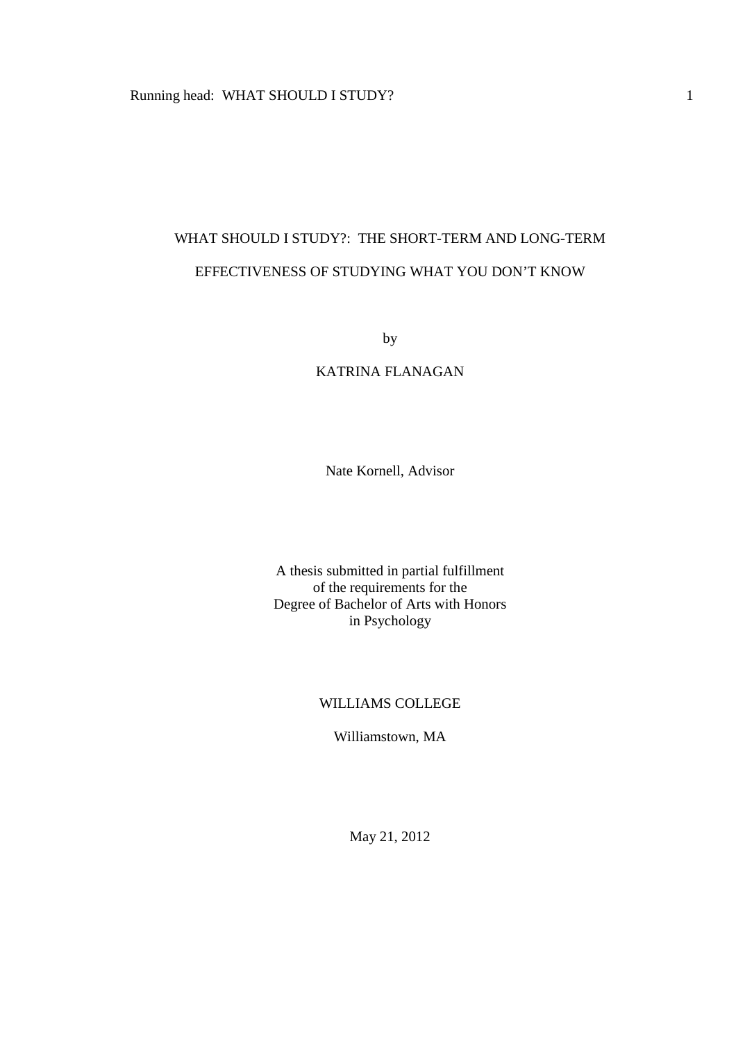# WHAT SHOULD I STUDY?: THE SHORT-TERM AND LONG-TERM EFFECTIVENESS OF STUDYING WHAT YOU DON'T KNOW

by

KATRINA FLANAGAN

Nate Kornell, Advisor

A thesis submitted in partial fulfillment
of the requirements for the
Degree of Bachelor of Arts with Honors
in Psychology

WILLIAMS COLLEGE

Williamstown, MA

May 21, 2012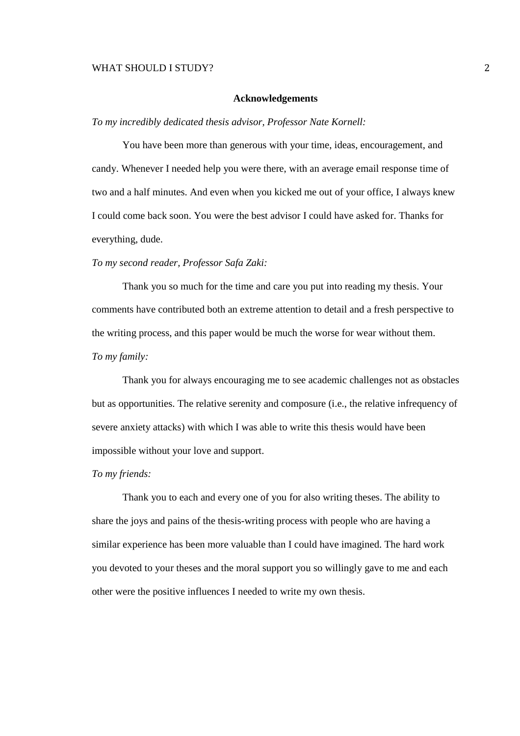## Acknowledgements

*To my incredibly dedicated thesis advisor, Professor Nate Kornell:*

You have been more than generous with your time, ideas, encouragement, and candy. Whenever I needed help you were there, with an average email response time of two and a half minutes. And even when you kicked me out of your office, I always knew I could come back soon. You were the best advisor I could have asked for. Thanks for everything, dude.

*To my second reader, Professor Safa Zaki:*

Thank you so much for the time and care you put into reading my thesis. Your comments have contributed both an extreme attention to detail and a fresh perspective to the writing process, and this paper would be much the worse for wear without them.

*To my family:*

Thank you for always encouraging me to see academic challenges not as obstacles but as opportunities. The relative serenity and composure (i.e., the relative infrequency of severe anxiety attacks) with which I was able to write this thesis would have been impossible without your love and support.

*To my friends:*

Thank you to each and every one of you for also writing theses. The ability to share the joys and pains of the thesis-writing process with people who are having a similar experience has been more valuable than I could have imagined. The hard work you devoted to your theses and the moral support you so willingly gave to me and each other were the positive influences I needed to write my own thesis.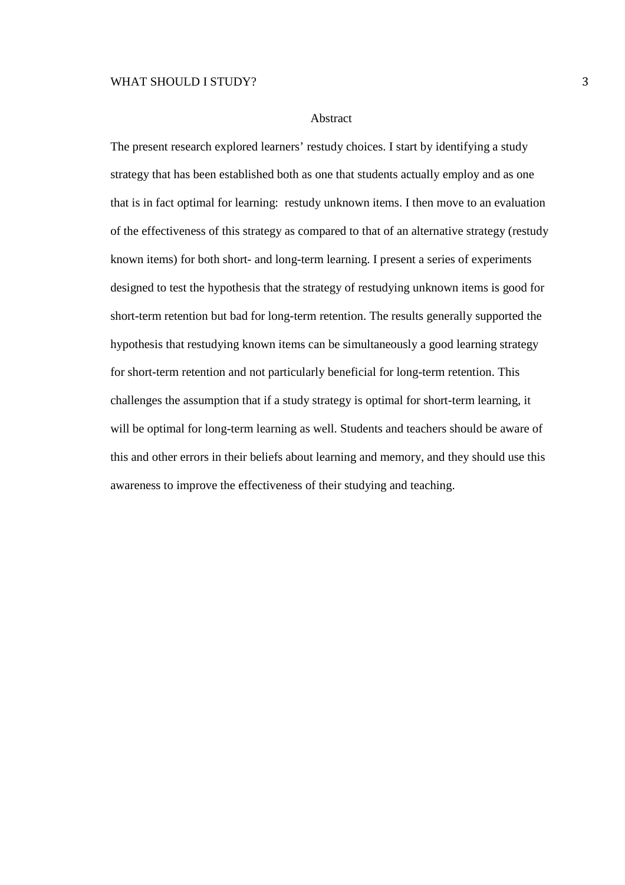## Abstract

The present research explored learners' restudy choices. I start by identifying a study strategy that has been established both as one that students actually employ and as one that is in fact optimal for learning:  restudy unknown items. I then move to an evaluation of the effectiveness of this strategy as compared to that of an alternative strategy (restudy known items) for both short- and long-term learning. I present a series of experiments designed to test the hypothesis that the strategy of restudying unknown items is good for short-term retention but bad for long-term retention. The results generally supported the hypothesis that restudying known items can be simultaneously a good learning strategy for short-term retention and not particularly beneficial for long-term retention. This challenges the assumption that if a study strategy is optimal for short-term learning, it will be optimal for long-term learning as well. Students and teachers should be aware of this and other errors in their beliefs about learning and memory, and they should use this awareness to improve the effectiveness of their studying and teaching.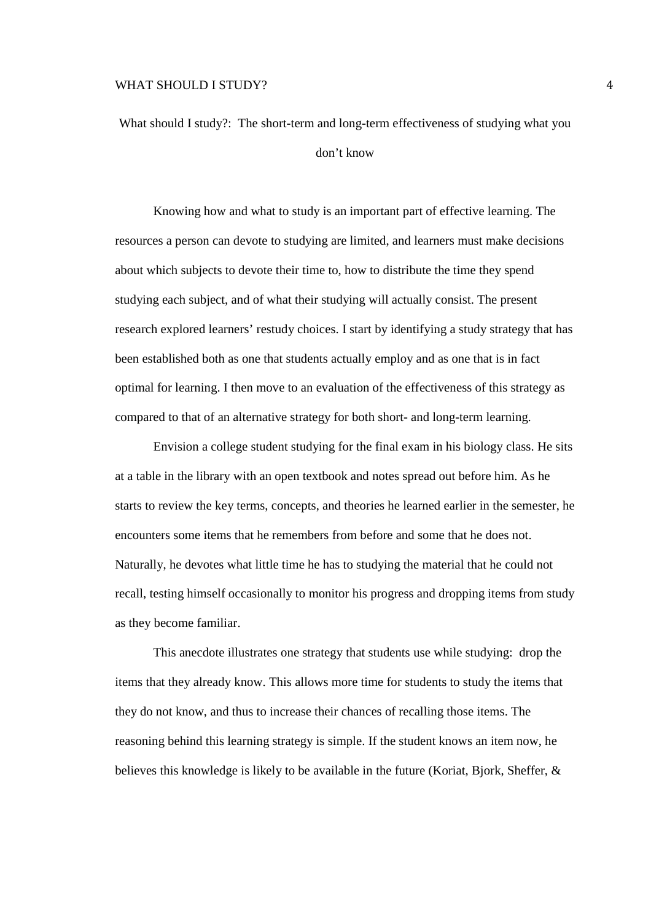# What should I study?: The short-term and long-term effectiveness of studying what you don't know

Knowing how and what to study is an important part of effective learning. The resources a person can devote to studying are limited, and learners must make decisions about which subjects to devote their time to, how to distribute the time they spend studying each subject, and of what their studying will actually consist. The present research explored learners' restudy choices. I start by identifying a study strategy that has been established both as one that students actually employ and as one that is in fact optimal for learning. I then move to an evaluation of the effectiveness of this strategy as compared to that of an alternative strategy for both short- and long-term learning.

Envision a college student studying for the final exam in his biology class. He sits at a table in the library with an open textbook and notes spread out before him. As he starts to review the key terms, concepts, and theories he learned earlier in the semester, he encounters some items that he remembers from before and some that he does not. Naturally, he devotes what little time he has to studying the material that he could not recall, testing himself occasionally to monitor his progress and dropping items from study as they become familiar.

This anecdote illustrates one strategy that students use while studying: drop the items that they already know. This allows more time for students to study the items that they do not know, and thus to increase their chances of recalling those items. The reasoning behind this learning strategy is simple. If the student knows an item now, he believes this knowledge is likely to be available in the future (Koriat, Bjork, Sheffer, &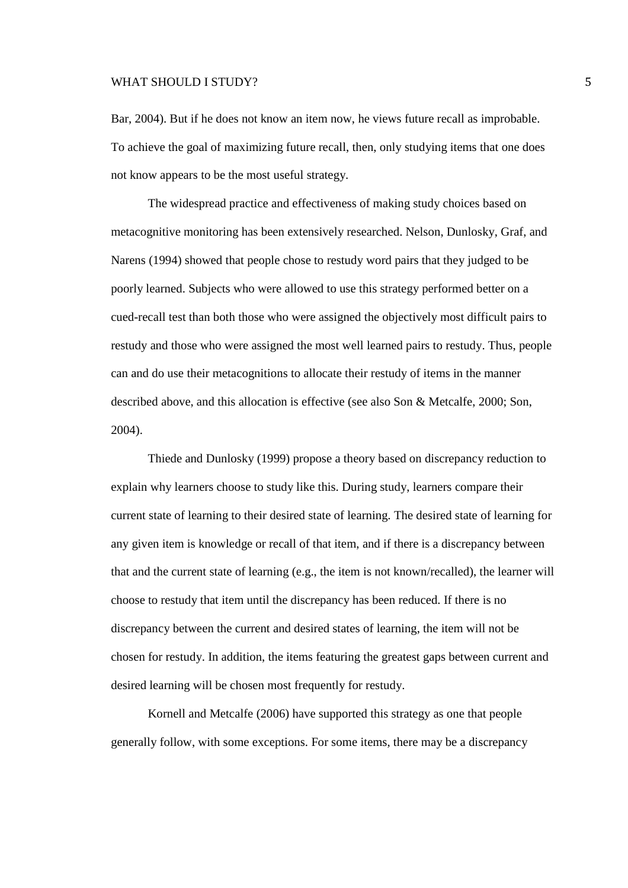Bar, 2004). But if he does not know an item now, he views future recall as improbable. To achieve the goal of maximizing future recall, then, only studying items that one does not know appears to be the most useful strategy.

The widespread practice and effectiveness of making study choices based on metacognitive monitoring has been extensively researched. Nelson, Dunlosky, Graf, and Narens (1994) showed that people chose to restudy word pairs that they judged to be poorly learned. Subjects who were allowed to use this strategy performed better on a cued-recall test than both those who were assigned the objectively most difficult pairs to restudy and those who were assigned the most well learned pairs to restudy. Thus, people can and do use their metacognitions to allocate their restudy of items in the manner described above, and this allocation is effective (see also Son & Metcalfe, 2000; Son, 2004).

Thiede and Dunlosky (1999) propose a theory based on discrepancy reduction to explain why learners choose to study like this. During study, learners compare their current state of learning to their desired state of learning. The desired state of learning for any given item is knowledge or recall of that item, and if there is a discrepancy between that and the current state of learning (e.g., the item is not known/recalled), the learner will choose to restudy that item until the discrepancy has been reduced. If there is no discrepancy between the current and desired states of learning, the item will not be chosen for restudy. In addition, the items featuring the greatest gaps between current and desired learning will be chosen most frequently for restudy.

Kornell and Metcalfe (2006) have supported this strategy as one that people generally follow, with some exceptions. For some items, there may be a discrepancy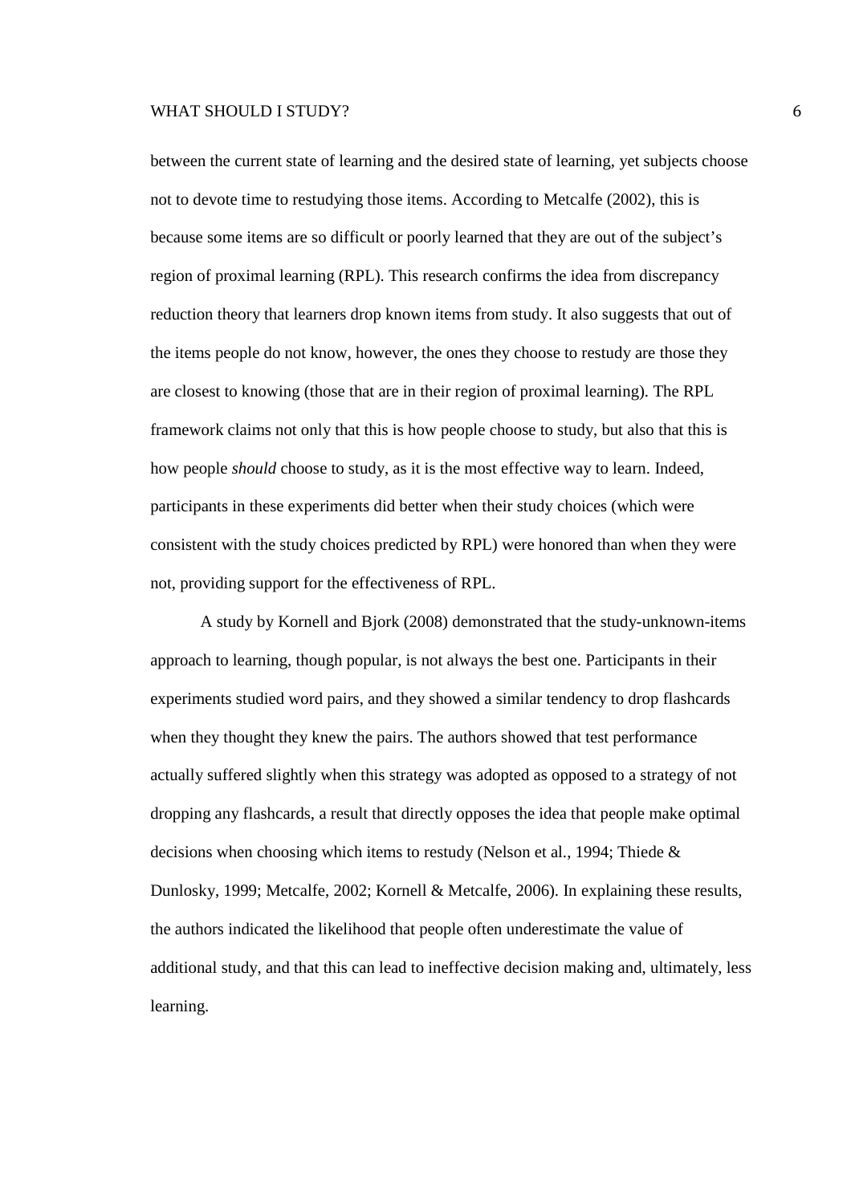between the current state of learning and the desired state of learning, yet subjects choose not to devote time to restudying those items. According to Metcalfe (2002), this is because some items are so difficult or poorly learned that they are out of the subject's region of proximal learning (RPL). This research confirms the idea from discrepancy reduction theory that learners drop known items from study. It also suggests that out of the items people do not know, however, the ones they choose to restudy are those they are closest to knowing (those that are in their region of proximal learning). The RPL framework claims not only that this is how people choose to study, but also that this is how people *should* choose to study, as it is the most effective way to learn. Indeed, participants in these experiments did better when their study choices (which were consistent with the study choices predicted by RPL) were honored than when they were not, providing support for the effectiveness of RPL.

A study by Kornell and Bjork (2008) demonstrated that the study-unknown-items approach to learning, though popular, is not always the best one. Participants in their experiments studied word pairs, and they showed a similar tendency to drop flashcards when they thought they knew the pairs. The authors showed that test performance actually suffered slightly when this strategy was adopted as opposed to a strategy of not dropping any flashcards, a result that directly opposes the idea that people make optimal decisions when choosing which items to restudy (Nelson et al., 1994; Thiede & Dunlosky, 1999; Metcalfe, 2002; Kornell & Metcalfe, 2006). In explaining these results, the authors indicated the likelihood that people often underestimate the value of additional study, and that this can lead to ineffective decision making and, ultimately, less learning.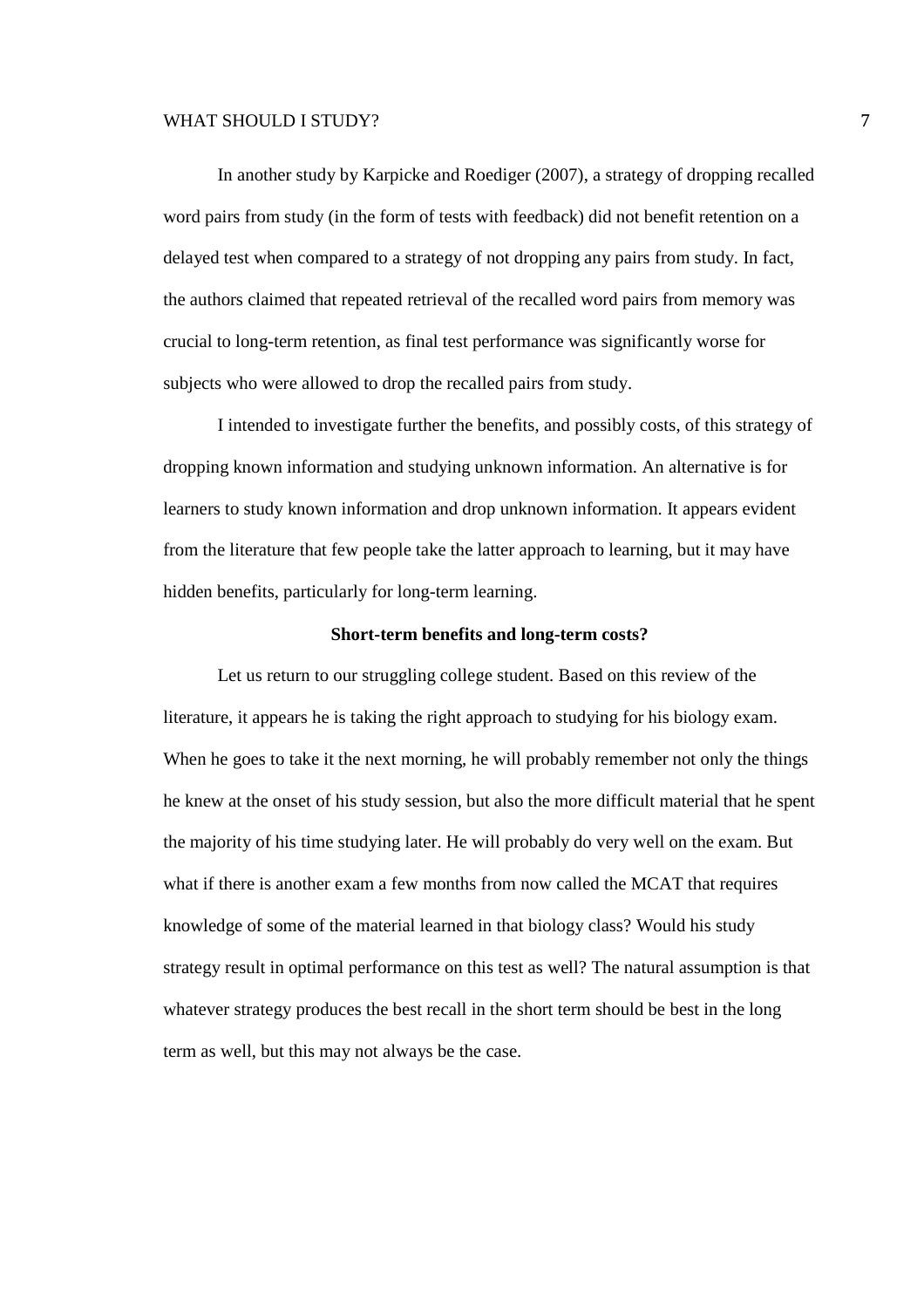In another study by Karpicke and Roediger (2007), a strategy of dropping recalled word pairs from study (in the form of tests with feedback) did not benefit retention on a delayed test when compared to a strategy of not dropping any pairs from study. In fact, the authors claimed that repeated retrieval of the recalled word pairs from memory was crucial to long-term retention, as final test performance was significantly worse for subjects who were allowed to drop the recalled pairs from study.

I intended to investigate further the benefits, and possibly costs, of this strategy of dropping known information and studying unknown information. An alternative is for learners to study known information and drop unknown information. It appears evident from the literature that few people take the latter approach to learning, but it may have hidden benefits, particularly for long-term learning.

## Short-term benefits and long-term costs?

Let us return to our struggling college student. Based on this review of the literature, it appears he is taking the right approach to studying for his biology exam. When he goes to take it the next morning, he will probably remember not only the things he knew at the onset of his study session, but also the more difficult material that he spent the majority of his time studying later. He will probably do very well on the exam. But what if there is another exam a few months from now called the MCAT that requires knowledge of some of the material learned in that biology class? Would his study strategy result in optimal performance on this test as well? The natural assumption is that whatever strategy produces the best recall in the short term should be best in the long term as well, but this may not always be the case.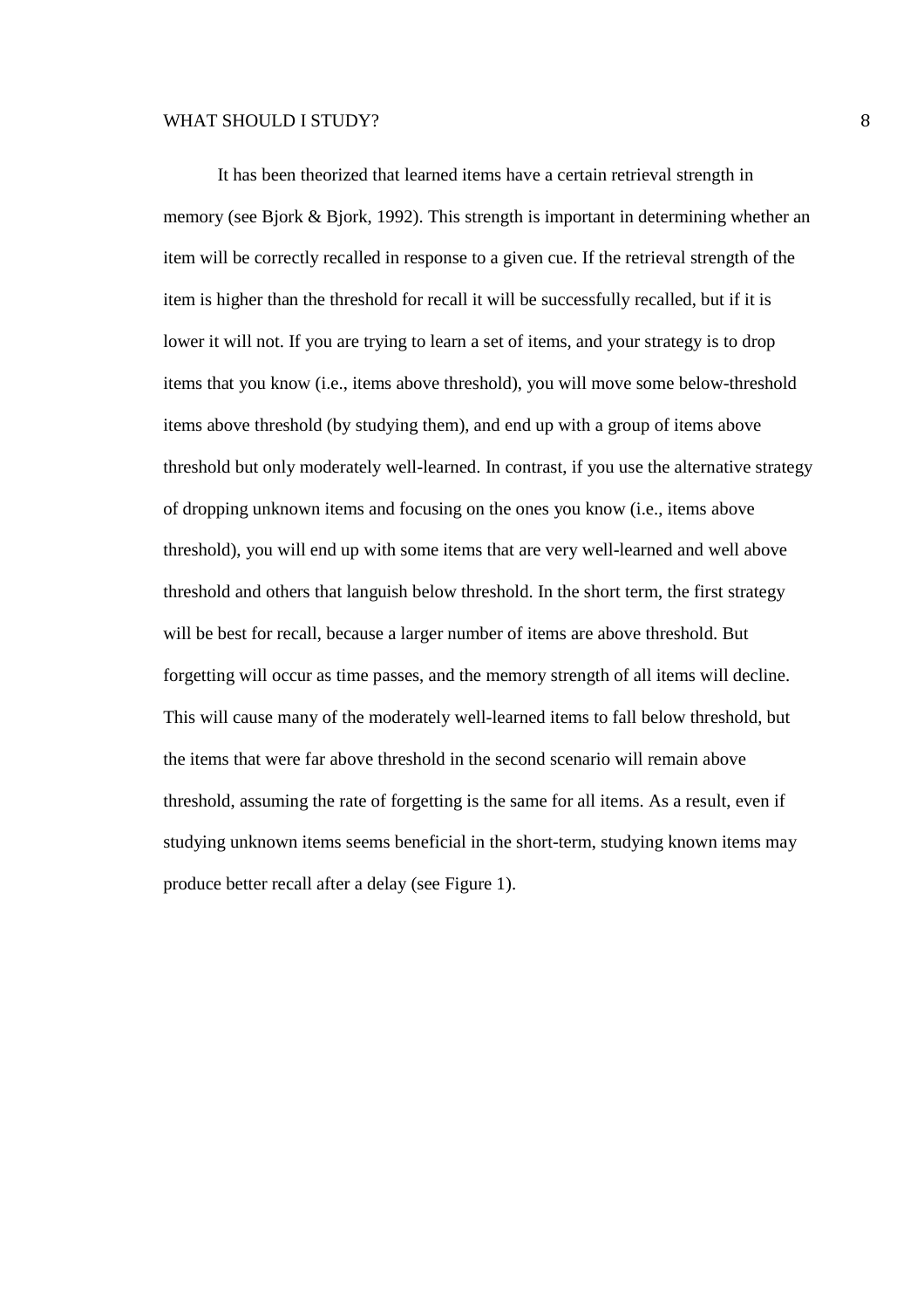It has been theorized that learned items have a certain retrieval strength in memory (see Bjork & Bjork, 1992). This strength is important in determining whether an item will be correctly recalled in response to a given cue. If the retrieval strength of the item is higher than the threshold for recall it will be successfully recalled, but if it is lower it will not. If you are trying to learn a set of items, and your strategy is to drop items that you know (i.e., items above threshold), you will move some below-threshold items above threshold (by studying them), and end up with a group of items above threshold but only moderately well-learned. In contrast, if you use the alternative strategy of dropping unknown items and focusing on the ones you know (i.e., items above threshold), you will end up with some items that are very well-learned and well above threshold and others that languish below threshold. In the short term, the first strategy will be best for recall, because a larger number of items are above threshold. But forgetting will occur as time passes, and the memory strength of all items will decline. This will cause many of the moderately well-learned items to fall below threshold, but the items that were far above threshold in the second scenario will remain above threshold, assuming the rate of forgetting is the same for all items. As a result, even if studying unknown items seems beneficial in the short-term, studying known items may produce better recall after a delay (see Figure 1).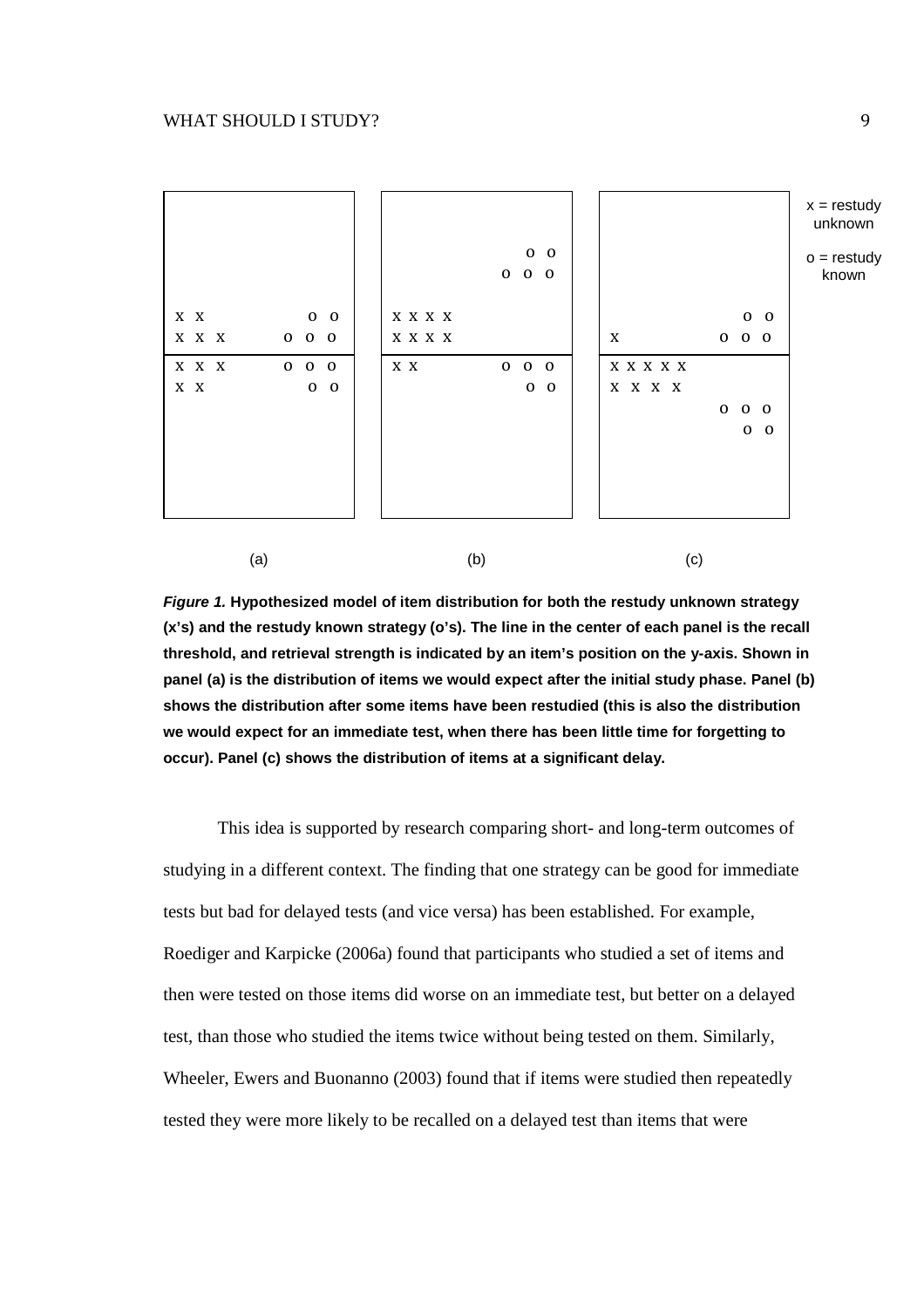| (a) | | (b) | | (c) | |
|---|---|---|---|---|---|
| | | | o o | | |
| | | | o o o | | |
| x x | o o | x x x x | | | o o |
| x x x | o o o | x x x x | | x | o o o |
| *recall threshold* | | | | | |
| x x x | o o o | x x | o o o | x x x x x | |
| x x | o o | | o o | x x x x | |
| | | | | | o o o |
| | | | | | o o |

x = restudy unknown

o = restudy known

***Figure 1.*** **Hypothesized model of item distribution for both the restudy unknown strategy (x's) and the restudy known strategy (o's). The line in the center of each panel is the recall threshold, and retrieval strength is indicated by an item's position on the y-axis. Shown in panel (a) is the distribution of items we would expect after the initial study phase. Panel (b) shows the distribution after some items have been restudied (this is also the distribution we would expect for an immediate test, when there has been little time for forgetting to occur). Panel (c) shows the distribution of items at a significant delay.**

This idea is supported by research comparing short- and long-term outcomes of studying in a different context. The finding that one strategy can be good for immediate tests but bad for delayed tests (and vice versa) has been established. For example, Roediger and Karpicke (2006a) found that participants who studied a set of items and then were tested on those items did worse on an immediate test, but better on a delayed test, than those who studied the items twice without being tested on them. Similarly, Wheeler, Ewers and Buonanno (2003) found that if items were studied then repeatedly tested they were more likely to be recalled on a delayed test than items that were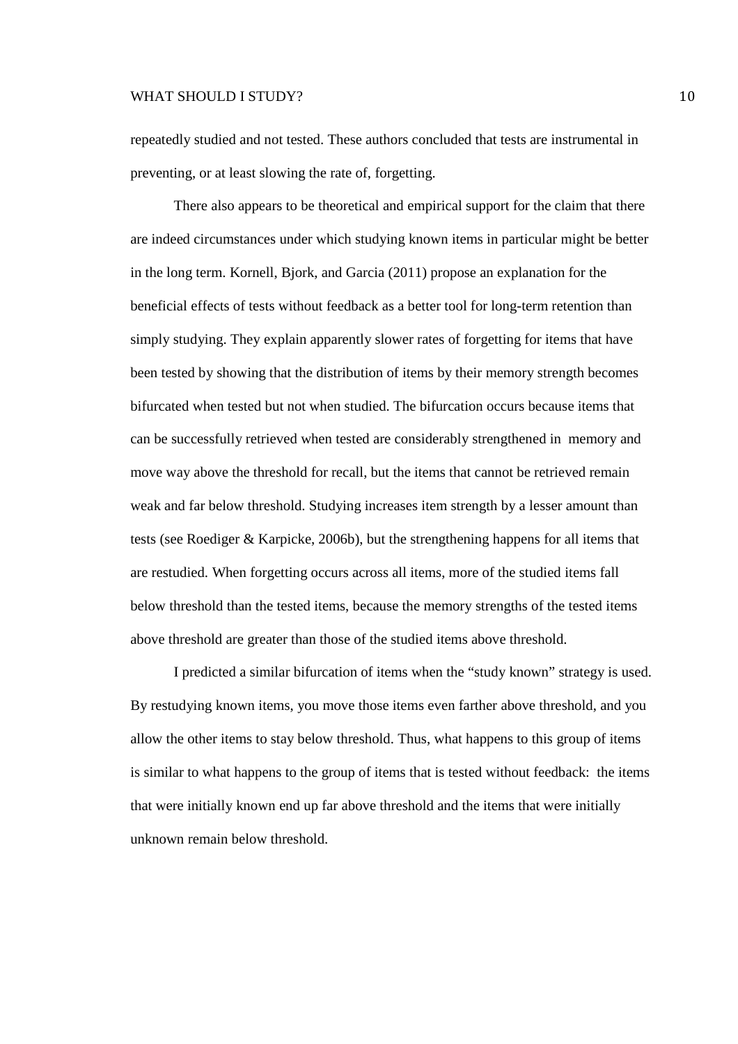repeatedly studied and not tested. These authors concluded that tests are instrumental in preventing, or at least slowing the rate of, forgetting.

There also appears to be theoretical and empirical support for the claim that there are indeed circumstances under which studying known items in particular might be better in the long term. Kornell, Bjork, and Garcia (2011) propose an explanation for the beneficial effects of tests without feedback as a better tool for long-term retention than simply studying. They explain apparently slower rates of forgetting for items that have been tested by showing that the distribution of items by their memory strength becomes bifurcated when tested but not when studied. The bifurcation occurs because items that can be successfully retrieved when tested are considerably strengthened in memory and move way above the threshold for recall, but the items that cannot be retrieved remain weak and far below threshold. Studying increases item strength by a lesser amount than tests (see Roediger & Karpicke, 2006b), but the strengthening happens for all items that are restudied. When forgetting occurs across all items, more of the studied items fall below threshold than the tested items, because the memory strengths of the tested items above threshold are greater than those of the studied items above threshold.

I predicted a similar bifurcation of items when the "study known" strategy is used. By restudying known items, you move those items even farther above threshold, and you allow the other items to stay below threshold. Thus, what happens to this group of items is similar to what happens to the group of items that is tested without feedback: the items that were initially known end up far above threshold and the items that were initially unknown remain below threshold.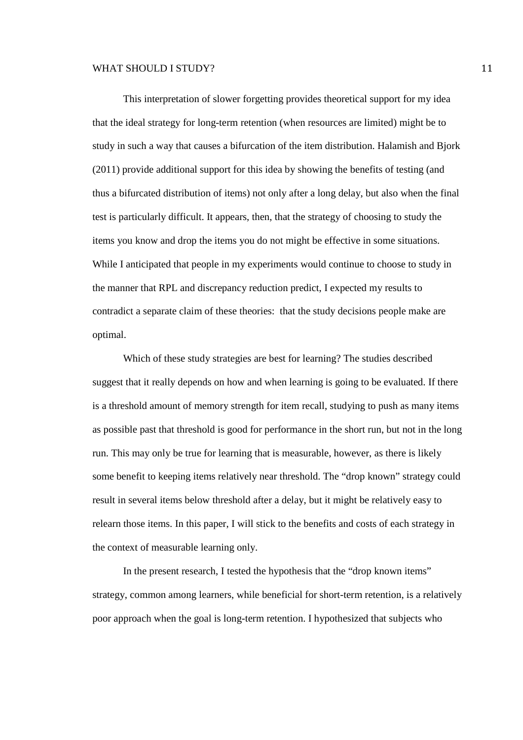This interpretation of slower forgetting provides theoretical support for my idea that the ideal strategy for long-term retention (when resources are limited) might be to study in such a way that causes a bifurcation of the item distribution. Halamish and Bjork (2011) provide additional support for this idea by showing the benefits of testing (and thus a bifurcated distribution of items) not only after a long delay, but also when the final test is particularly difficult. It appears, then, that the strategy of choosing to study the items you know and drop the items you do not might be effective in some situations. While I anticipated that people in my experiments would continue to choose to study in the manner that RPL and discrepancy reduction predict, I expected my results to contradict a separate claim of these theories:  that the study decisions people make are optimal.

Which of these study strategies are best for learning? The studies described suggest that it really depends on how and when learning is going to be evaluated. If there is a threshold amount of memory strength for item recall, studying to push as many items as possible past that threshold is good for performance in the short run, but not in the long run. This may only be true for learning that is measurable, however, as there is likely some benefit to keeping items relatively near threshold. The "drop known" strategy could result in several items below threshold after a delay, but it might be relatively easy to relearn those items. In this paper, I will stick to the benefits and costs of each strategy in the context of measurable learning only.

In the present research, I tested the hypothesis that the "drop known items" strategy, common among learners, while beneficial for short-term retention, is a relatively poor approach when the goal is long-term retention. I hypothesized that subjects who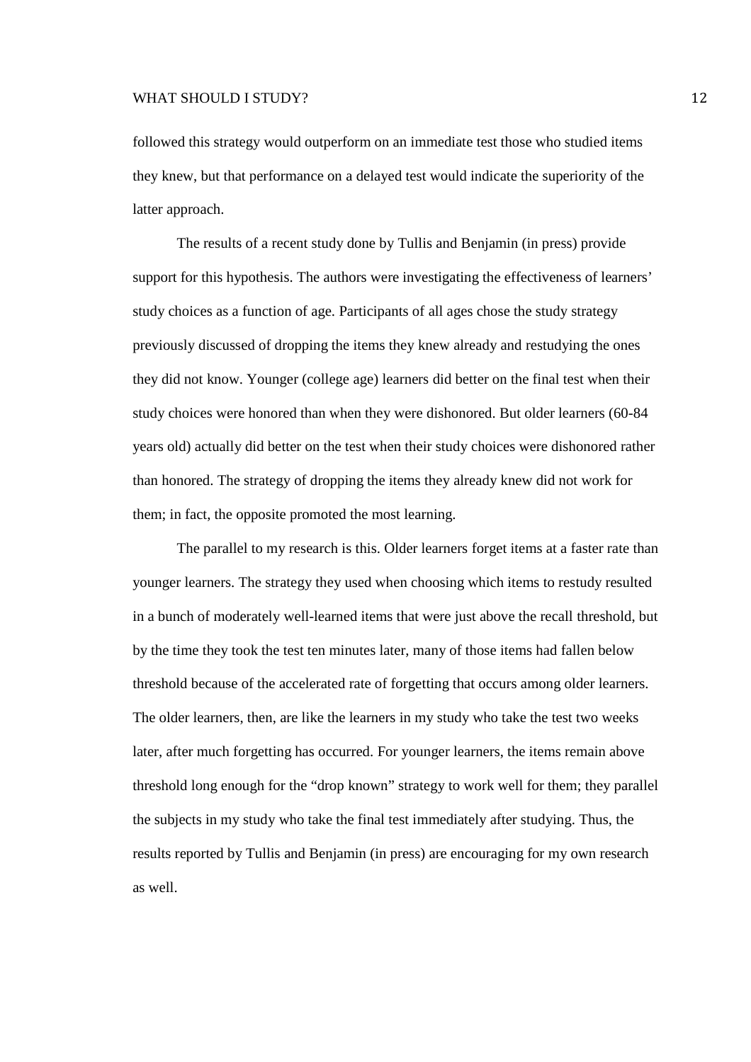followed this strategy would outperform on an immediate test those who studied items they knew, but that performance on a delayed test would indicate the superiority of the latter approach.

The results of a recent study done by Tullis and Benjamin (in press) provide support for this hypothesis. The authors were investigating the effectiveness of learners' study choices as a function of age. Participants of all ages chose the study strategy previously discussed of dropping the items they knew already and restudying the ones they did not know. Younger (college age) learners did better on the final test when their study choices were honored than when they were dishonored. But older learners (60-84 years old) actually did better on the test when their study choices were dishonored rather than honored. The strategy of dropping the items they already knew did not work for them; in fact, the opposite promoted the most learning.

The parallel to my research is this. Older learners forget items at a faster rate than younger learners. The strategy they used when choosing which items to restudy resulted in a bunch of moderately well-learned items that were just above the recall threshold, but by the time they took the test ten minutes later, many of those items had fallen below threshold because of the accelerated rate of forgetting that occurs among older learners. The older learners, then, are like the learners in my study who take the test two weeks later, after much forgetting has occurred. For younger learners, the items remain above threshold long enough for the "drop known" strategy to work well for them; they parallel the subjects in my study who take the final test immediately after studying. Thus, the results reported by Tullis and Benjamin (in press) are encouraging for my own research as well.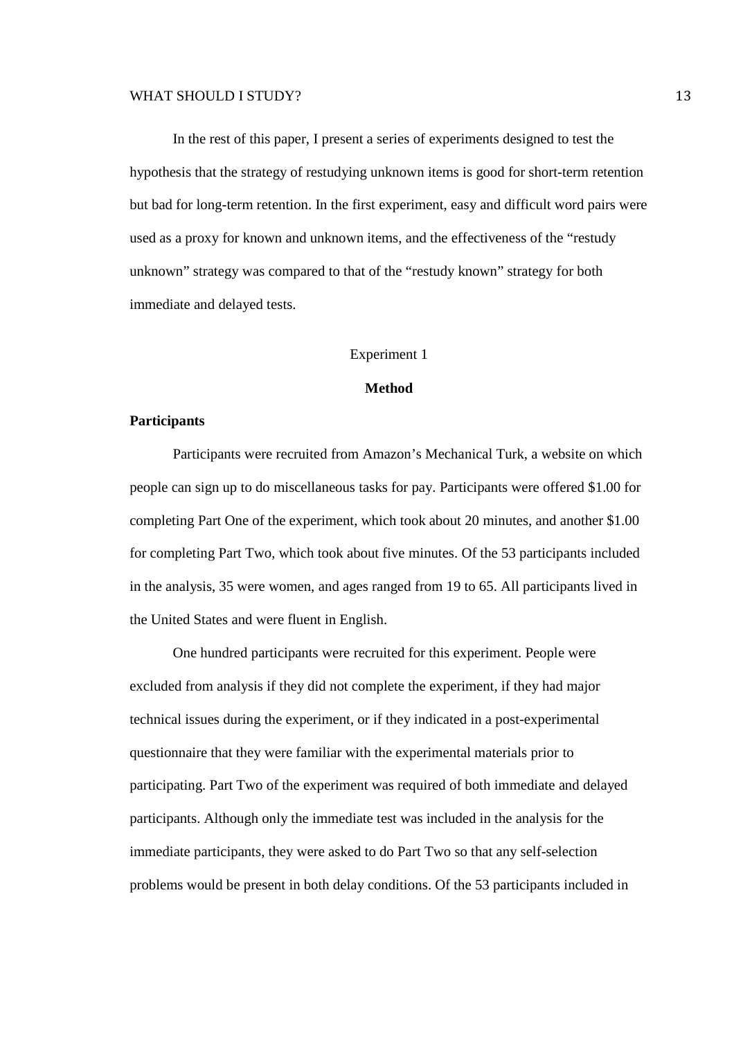In the rest of this paper, I present a series of experiments designed to test the hypothesis that the strategy of restudying unknown items is good for short-term retention but bad for long-term retention. In the first experiment, easy and difficult word pairs were used as a proxy for known and unknown items, and the effectiveness of the "restudy unknown" strategy was compared to that of the "restudy known" strategy for both immediate and delayed tests.

# Experiment 1

## Method

### Participants

Participants were recruited from Amazon's Mechanical Turk, a website on which people can sign up to do miscellaneous tasks for pay. Participants were offered $1.00 for completing Part One of the experiment, which took about 20 minutes, and another $1.00 for completing Part Two, which took about five minutes. Of the 53 participants included in the analysis, 35 were women, and ages ranged from 19 to 65. All participants lived in the United States and were fluent in English.

One hundred participants were recruited for this experiment. People were excluded from analysis if they did not complete the experiment, if they had major technical issues during the experiment, or if they indicated in a post-experimental questionnaire that they were familiar with the experimental materials prior to participating. Part Two of the experiment was required of both immediate and delayed participants. Although only the immediate test was included in the analysis for the immediate participants, they were asked to do Part Two so that any self-selection problems would be present in both delay conditions. Of the 53 participants included in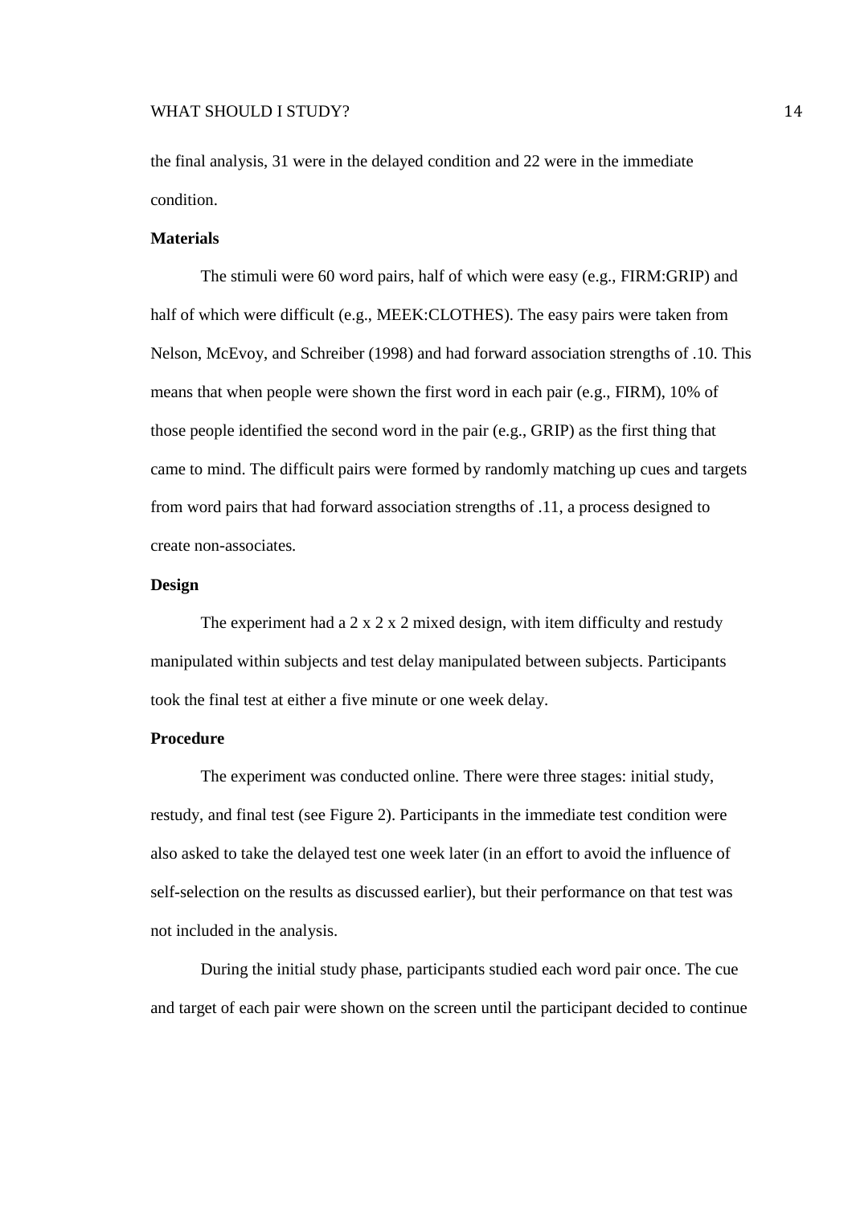the final analysis, 31 were in the delayed condition and 22 were in the immediate condition.

**Materials**

The stimuli were 60 word pairs, half of which were easy (e.g., FIRM:GRIP) and half of which were difficult (e.g., MEEK:CLOTHES). The easy pairs were taken from Nelson, McEvoy, and Schreiber (1998) and had forward association strengths of .10. This means that when people were shown the first word in each pair (e.g., FIRM), 10% of those people identified the second word in the pair (e.g., GRIP) as the first thing that came to mind. The difficult pairs were formed by randomly matching up cues and targets from word pairs that had forward association strengths of .11, a process designed to create non-associates.

**Design**

The experiment had a 2 x 2 x 2 mixed design, with item difficulty and restudy manipulated within subjects and test delay manipulated between subjects. Participants took the final test at either a five minute or one week delay.

**Procedure**

The experiment was conducted online. There were three stages: initial study, restudy, and final test (see Figure 2). Participants in the immediate test condition were also asked to take the delayed test one week later (in an effort to avoid the influence of self-selection on the results as discussed earlier), but their performance on that test was not included in the analysis.

During the initial study phase, participants studied each word pair once. The cue and target of each pair were shown on the screen until the participant decided to continue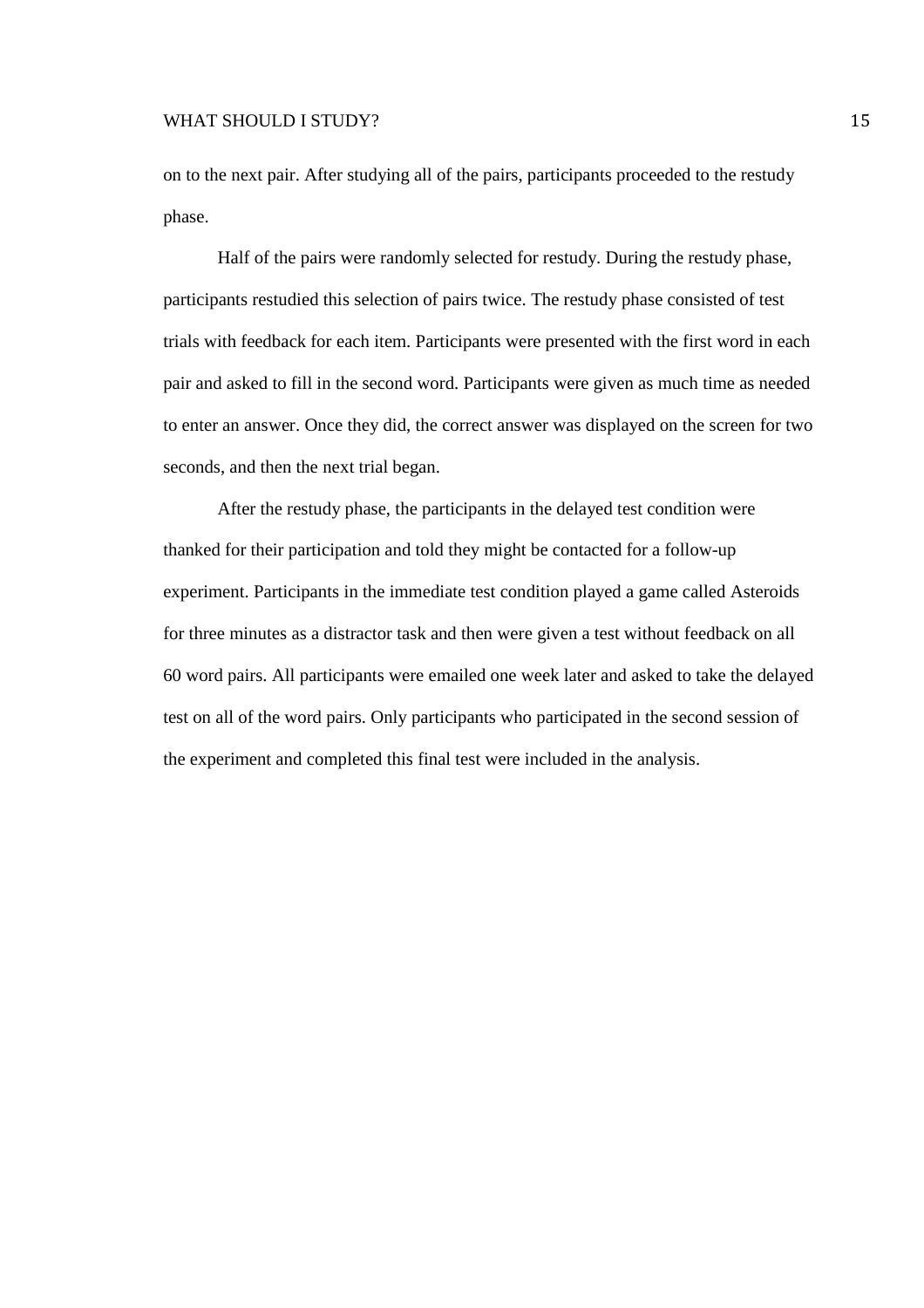on to the next pair. After studying all of the pairs, participants proceeded to the restudy phase.

Half of the pairs were randomly selected for restudy. During the restudy phase, participants restudied this selection of pairs twice. The restudy phase consisted of test trials with feedback for each item. Participants were presented with the first word in each pair and asked to fill in the second word. Participants were given as much time as needed to enter an answer. Once they did, the correct answer was displayed on the screen for two seconds, and then the next trial began.

After the restudy phase, the participants in the delayed test condition were thanked for their participation and told they might be contacted for a follow-up experiment. Participants in the immediate test condition played a game called Asteroids for three minutes as a distractor task and then were given a test without feedback on all 60 word pairs. All participants were emailed one week later and asked to take the delayed test on all of the word pairs. Only participants who participated in the second session of the experiment and completed this final test were included in the analysis.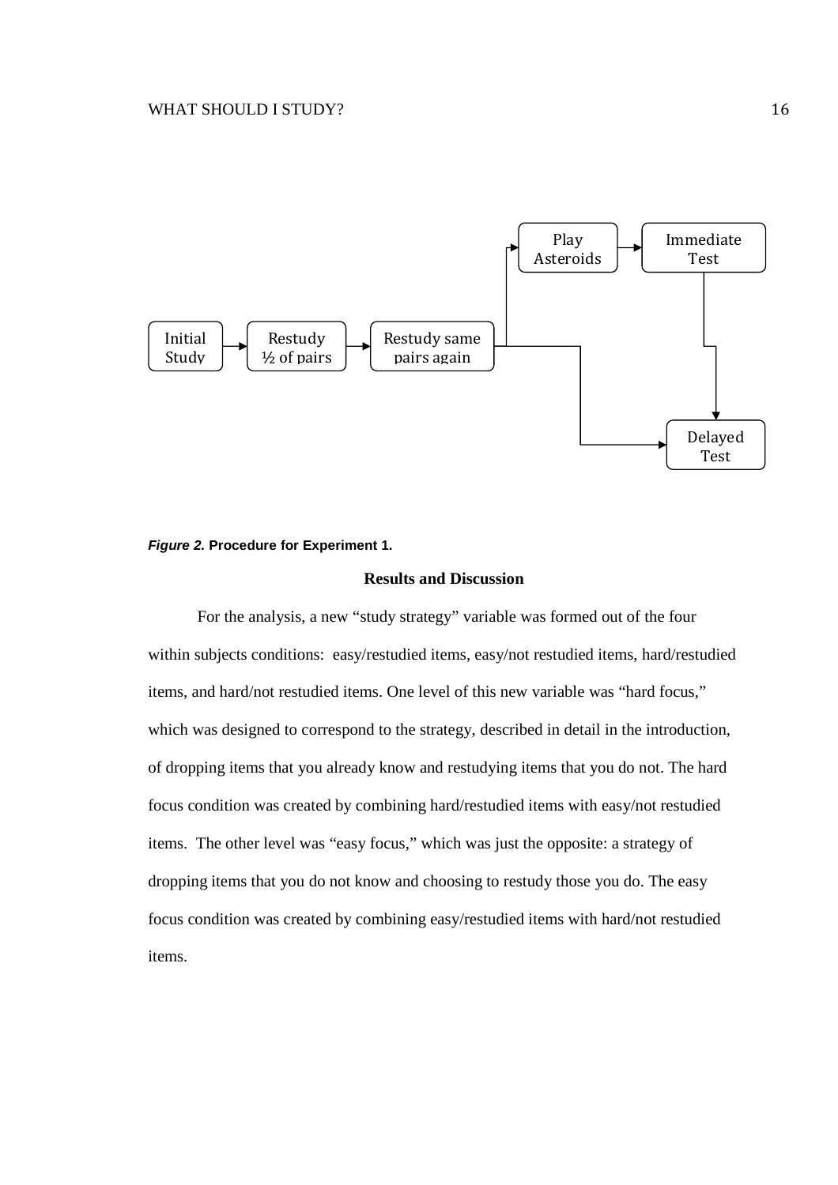*Figure 2.* **Procedure for Experiment 1.**

### Results and Discussion

For the analysis, a new "study strategy" variable was formed out of the four within subjects conditions: easy/restudied items, easy/not restudied items, hard/restudied items, and hard/not restudied items. One level of this new variable was "hard focus," which was designed to correspond to the strategy, described in detail in the introduction, of dropping items that you already know and restudying items that you do not. The hard focus condition was created by combining hard/restudied items with easy/not restudied items. The other level was "easy focus," which was just the opposite: a strategy of dropping items that you do not know and choosing to restudy those you do. The easy focus condition was created by combining easy/restudied items with hard/not restudied items.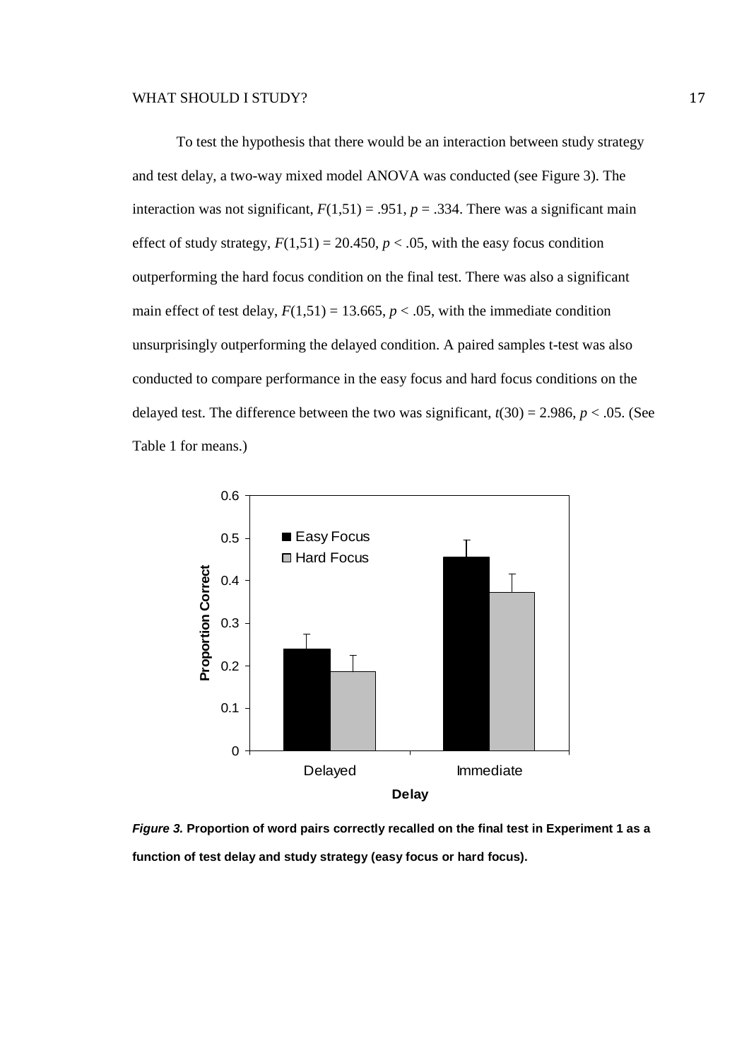To test the hypothesis that there would be an interaction between study strategy and test delay, a two-way mixed model ANOVA was conducted (see Figure 3). The interaction was not significant, $F(1,51) = .951$, $p = .334$. There was a significant main effect of study strategy, $F(1,51) = 20.450$, $p < .05$, with the easy focus condition outperforming the hard focus condition on the final test. There was also a significant main effect of test delay, $F(1,51) = 13.665$, $p < .05$, with the immediate condition unsurprisingly outperforming the delayed condition. A paired samples t-test was also conducted to compare performance in the easy focus and hard focus conditions on the delayed test. The difference between the two was significant, $t(30) = 2.986$, $p < .05$. (See Table 1 for means.)

***Figure 3.*** **Proportion of word pairs correctly recalled on the final test in Experiment 1 as a function of test delay and study strategy (easy focus or hard focus).**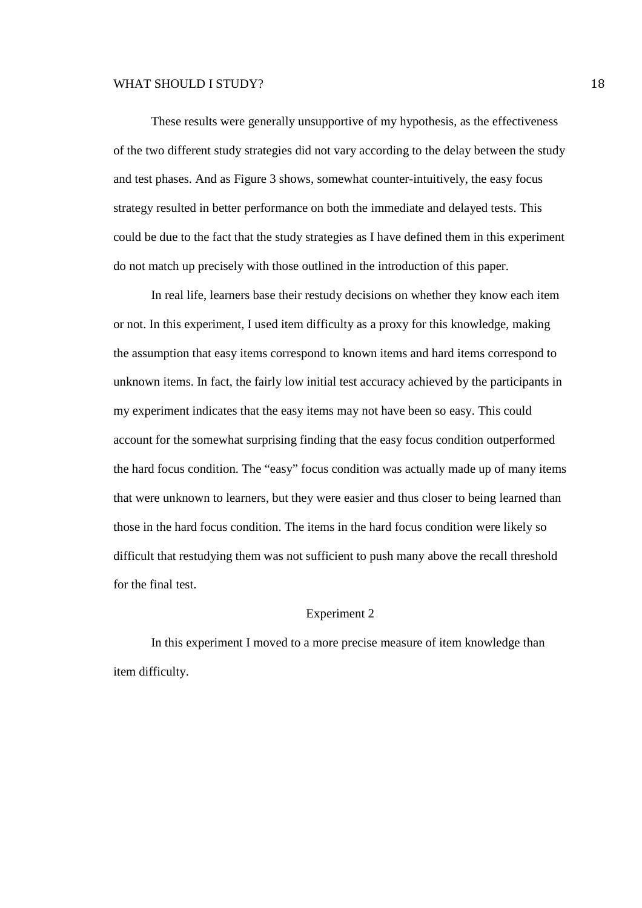These results were generally unsupportive of my hypothesis, as the effectiveness of the two different study strategies did not vary according to the delay between the study and test phases. And as Figure 3 shows, somewhat counter-intuitively, the easy focus strategy resulted in better performance on both the immediate and delayed tests. This could be due to the fact that the study strategies as I have defined them in this experiment do not match up precisely with those outlined in the introduction of this paper.

In real life, learners base their restudy decisions on whether they know each item or not. In this experiment, I used item difficulty as a proxy for this knowledge, making the assumption that easy items correspond to known items and hard items correspond to unknown items. In fact, the fairly low initial test accuracy achieved by the participants in my experiment indicates that the easy items may not have been so easy. This could account for the somewhat surprising finding that the easy focus condition outperformed the hard focus condition. The "easy" focus condition was actually made up of many items that were unknown to learners, but they were easier and thus closer to being learned than those in the hard focus condition. The items in the hard focus condition were likely so difficult that restudying them was not sufficient to push many above the recall threshold for the final test.

## Experiment 2

In this experiment I moved to a more precise measure of item knowledge than item difficulty.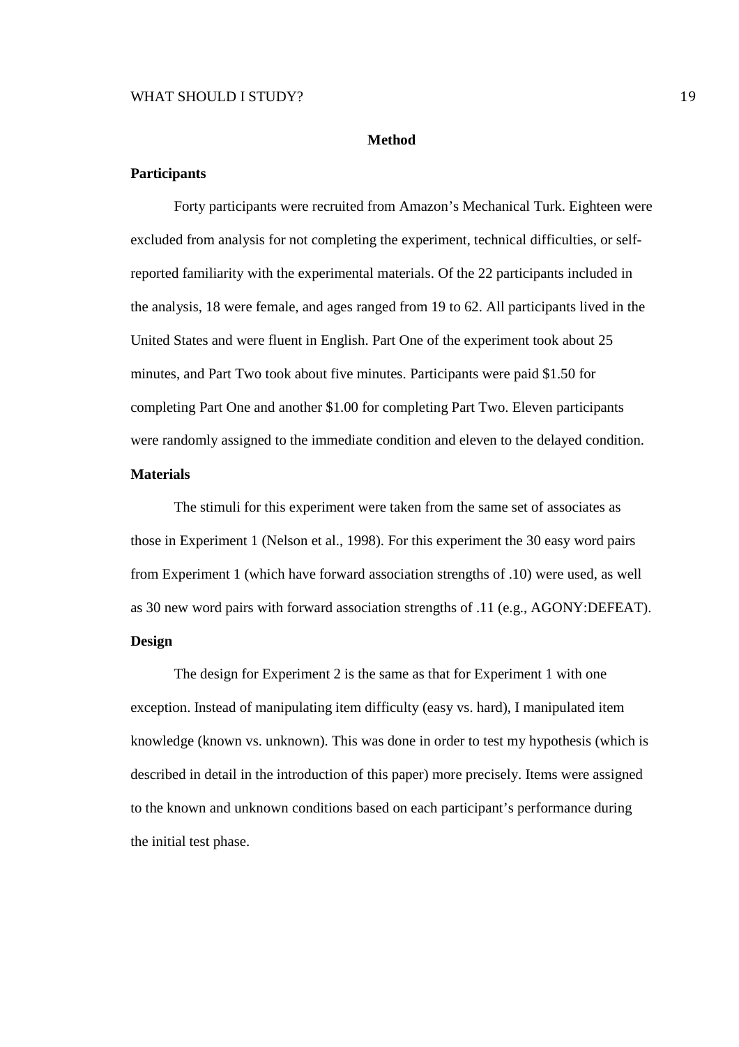## Method

### Participants

Forty participants were recruited from Amazon's Mechanical Turk. Eighteen were excluded from analysis for not completing the experiment, technical difficulties, or self-reported familiarity with the experimental materials. Of the 22 participants included in the analysis, 18 were female, and ages ranged from 19 to 62. All participants lived in the United States and were fluent in English. Part One of the experiment took about 25 minutes, and Part Two took about five minutes. Participants were paid $1.50 for completing Part One and another $1.00 for completing Part Two. Eleven participants were randomly assigned to the immediate condition and eleven to the delayed condition.

### Materials

The stimuli for this experiment were taken from the same set of associates as those in Experiment 1 (Nelson et al., 1998). For this experiment the 30 easy word pairs from Experiment 1 (which have forward association strengths of .10) were used, as well as 30 new word pairs with forward association strengths of .11 (e.g., AGONY:DEFEAT).

### Design

The design for Experiment 2 is the same as that for Experiment 1 with one exception. Instead of manipulating item difficulty (easy vs. hard), I manipulated item knowledge (known vs. unknown). This was done in order to test my hypothesis (which is described in detail in the introduction of this paper) more precisely. Items were assigned to the known and unknown conditions based on each participant's performance during the initial test phase.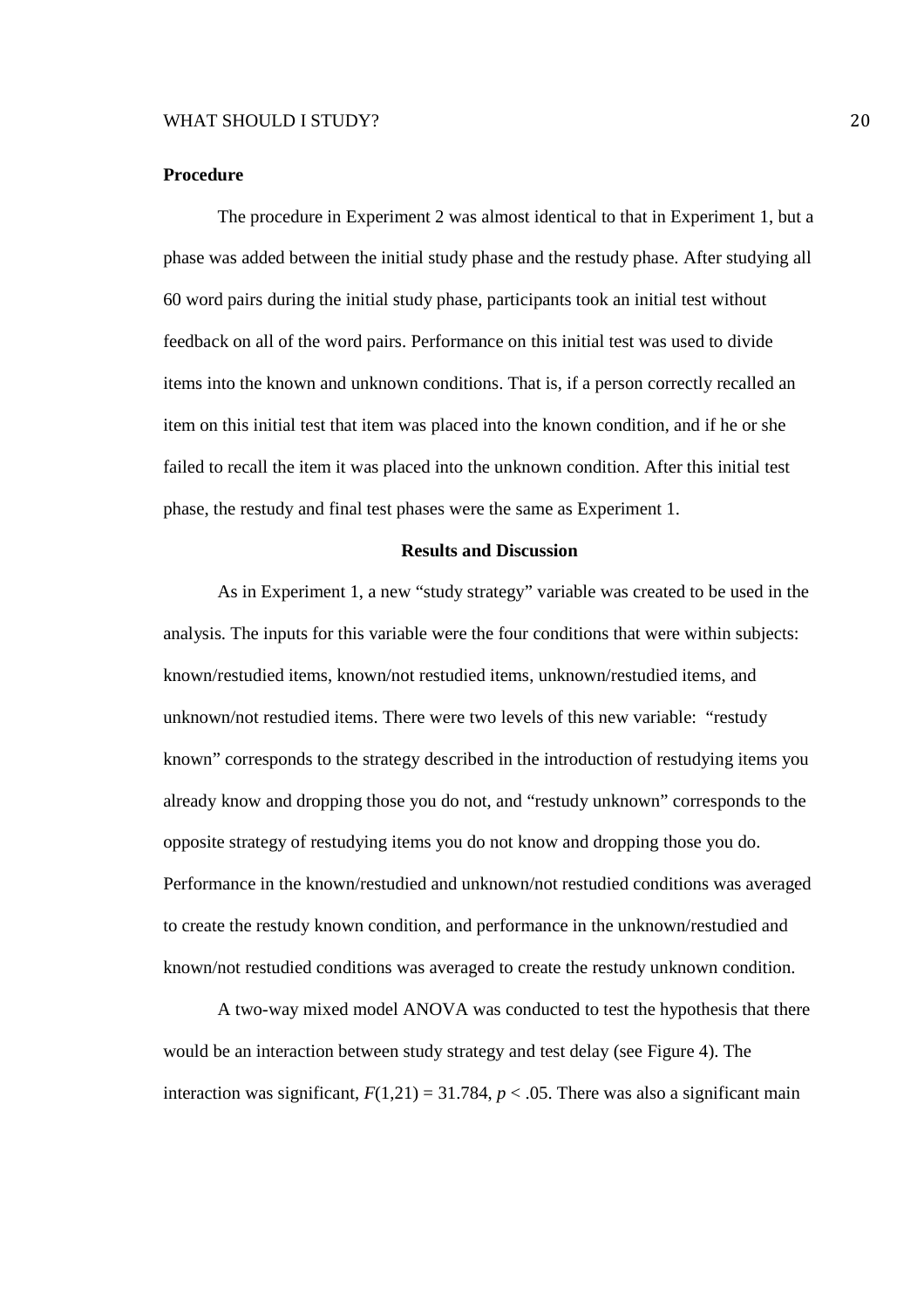**Procedure**

The procedure in Experiment 2 was almost identical to that in Experiment 1, but a phase was added between the initial study phase and the restudy phase. After studying all 60 word pairs during the initial study phase, participants took an initial test without feedback on all of the word pairs. Performance on this initial test was used to divide items into the known and unknown conditions. That is, if a person correctly recalled an item on this initial test that item was placed into the known condition, and if he or she failed to recall the item it was placed into the unknown condition. After this initial test phase, the restudy and final test phases were the same as Experiment 1.

## Results and Discussion

As in Experiment 1, a new "study strategy" variable was created to be used in the analysis. The inputs for this variable were the four conditions that were within subjects: known/restudied items, known/not restudied items, unknown/restudied items, and unknown/not restudied items. There were two levels of this new variable: "restudy known" corresponds to the strategy described in the introduction of restudying items you already know and dropping those you do not, and "restudy unknown" corresponds to the opposite strategy of restudying items you do not know and dropping those you do. Performance in the known/restudied and unknown/not restudied conditions was averaged to create the restudy known condition, and performance in the unknown/restudied and known/not restudied conditions was averaged to create the restudy unknown condition.

A two-way mixed model ANOVA was conducted to test the hypothesis that there would be an interaction between study strategy and test delay (see Figure 4). The interaction was significant, $F(1,21) = 31.784$, $p < .05$. There was also a significant main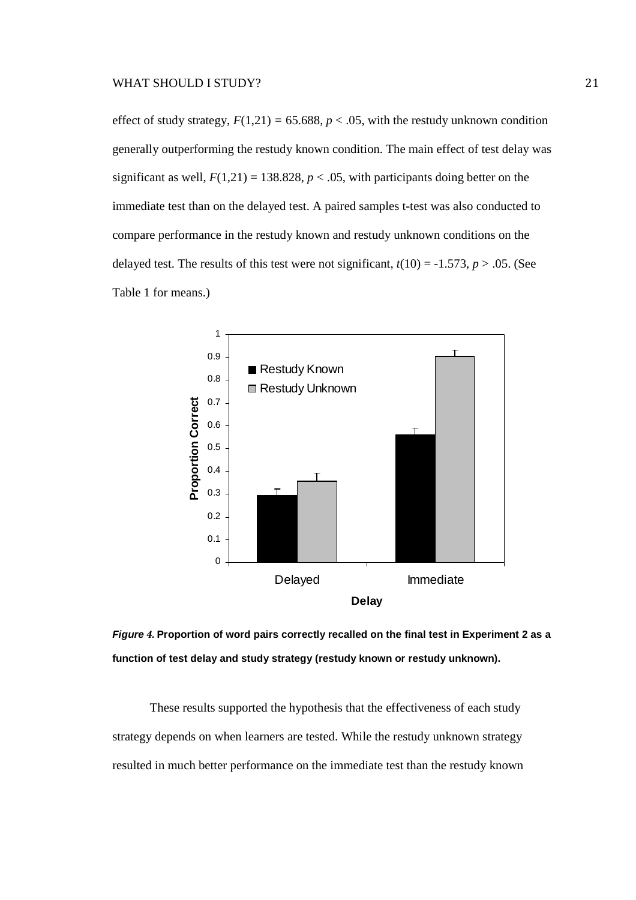effect of study strategy, $F(1,21) = 65.688$, $p < .05$, with the restudy unknown condition generally outperforming the restudy known condition. The main effect of test delay was significant as well, $F(1,21) = 138.828$, $p < .05$, with participants doing better on the immediate test than on the delayed test. A paired samples t-test was also conducted to compare performance in the restudy known and restudy unknown conditions on the delayed test. The results of this test were not significant, $t(10) = -1.573$, $p > .05$. (See Table 1 for means.)

***Figure 4.*** **Proportion of word pairs correctly recalled on the final test in Experiment 2 as a function of test delay and study strategy (restudy known or restudy unknown).**

These results supported the hypothesis that the effectiveness of each study strategy depends on when learners are tested. While the restudy unknown strategy resulted in much better performance on the immediate test than the restudy known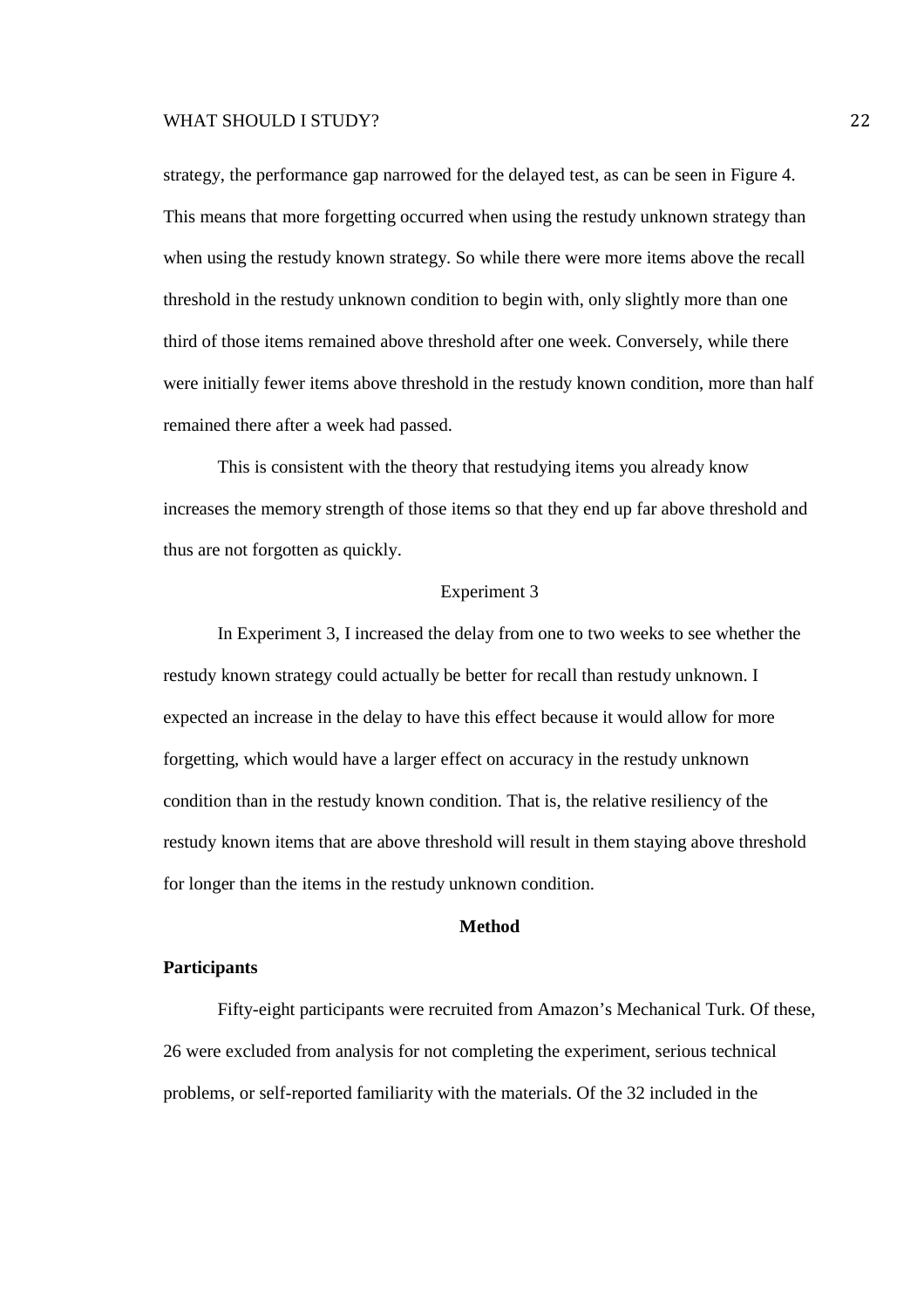strategy, the performance gap narrowed for the delayed test, as can be seen in Figure 4. This means that more forgetting occurred when using the restudy unknown strategy than when using the restudy known strategy. So while there were more items above the recall threshold in the restudy unknown condition to begin with, only slightly more than one third of those items remained above threshold after one week. Conversely, while there were initially fewer items above threshold in the restudy known condition, more than half remained there after a week had passed.

This is consistent with the theory that restudying items you already know increases the memory strength of those items so that they end up far above threshold and thus are not forgotten as quickly.

## Experiment 3

In Experiment 3, I increased the delay from one to two weeks to see whether the restudy known strategy could actually be better for recall than restudy unknown. I expected an increase in the delay to have this effect because it would allow for more forgetting, which would have a larger effect on accuracy in the restudy unknown condition than in the restudy known condition. That is, the relative resiliency of the restudy known items that are above threshold will result in them staying above threshold for longer than the items in the restudy unknown condition.

### Method

#### Participants

Fifty-eight participants were recruited from Amazon's Mechanical Turk. Of these, 26 were excluded from analysis for not completing the experiment, serious technical problems, or self-reported familiarity with the materials. Of the 32 included in the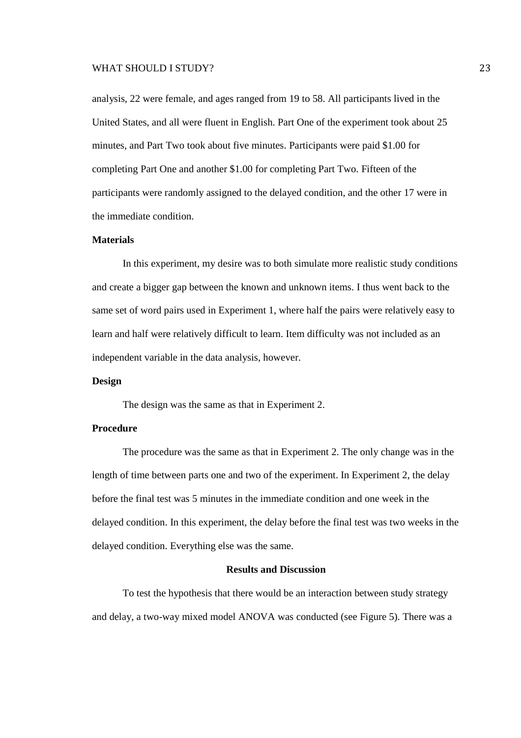analysis, 22 were female, and ages ranged from 19 to 58. All participants lived in the United States, and all were fluent in English. Part One of the experiment took about 25 minutes, and Part Two took about five minutes. Participants were paid \$1.00 for completing Part One and another \$1.00 for completing Part Two. Fifteen of the participants were randomly assigned to the delayed condition, and the other 17 were in the immediate condition.

## Materials

In this experiment, my desire was to both simulate more realistic study conditions and create a bigger gap between the known and unknown items. I thus went back to the same set of word pairs used in Experiment 1, where half the pairs were relatively easy to learn and half were relatively difficult to learn. Item difficulty was not included as an independent variable in the data analysis, however.

## Design

The design was the same as that in Experiment 2.

## Procedure

The procedure was the same as that in Experiment 2. The only change was in the length of time between parts one and two of the experiment. In Experiment 2, the delay before the final test was 5 minutes in the immediate condition and one week in the delayed condition. In this experiment, the delay before the final test was two weeks in the delayed condition. Everything else was the same.

# Results and Discussion

To test the hypothesis that there would be an interaction between study strategy and delay, a two-way mixed model ANOVA was conducted (see Figure 5). There was a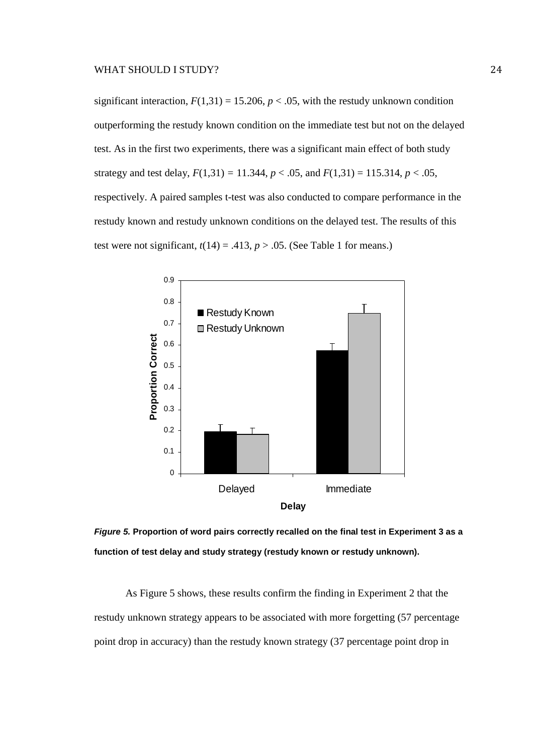significant interaction, $F(1,31) = 15.206$, $p < .05$, with the restudy unknown condition outperforming the restudy known condition on the immediate test but not on the delayed test. As in the first two experiments, there was a significant main effect of both study strategy and test delay, $F(1,31) = 11.344$, $p < .05$, and $F(1,31) = 115.314$, $p < .05$, respectively. A paired samples t-test was also conducted to compare performance in the restudy known and restudy unknown conditions on the delayed test. The results of this test were not significant, $t(14) = .413$, $p > .05$. (See Table 1 for means.)

***Figure 5.*** **Proportion of word pairs correctly recalled on the final test in Experiment 3 as a function of test delay and study strategy (restudy known or restudy unknown).**

As Figure 5 shows, these results confirm the finding in Experiment 2 that the restudy unknown strategy appears to be associated with more forgetting (57 percentage point drop in accuracy) than the restudy known strategy (37 percentage point drop in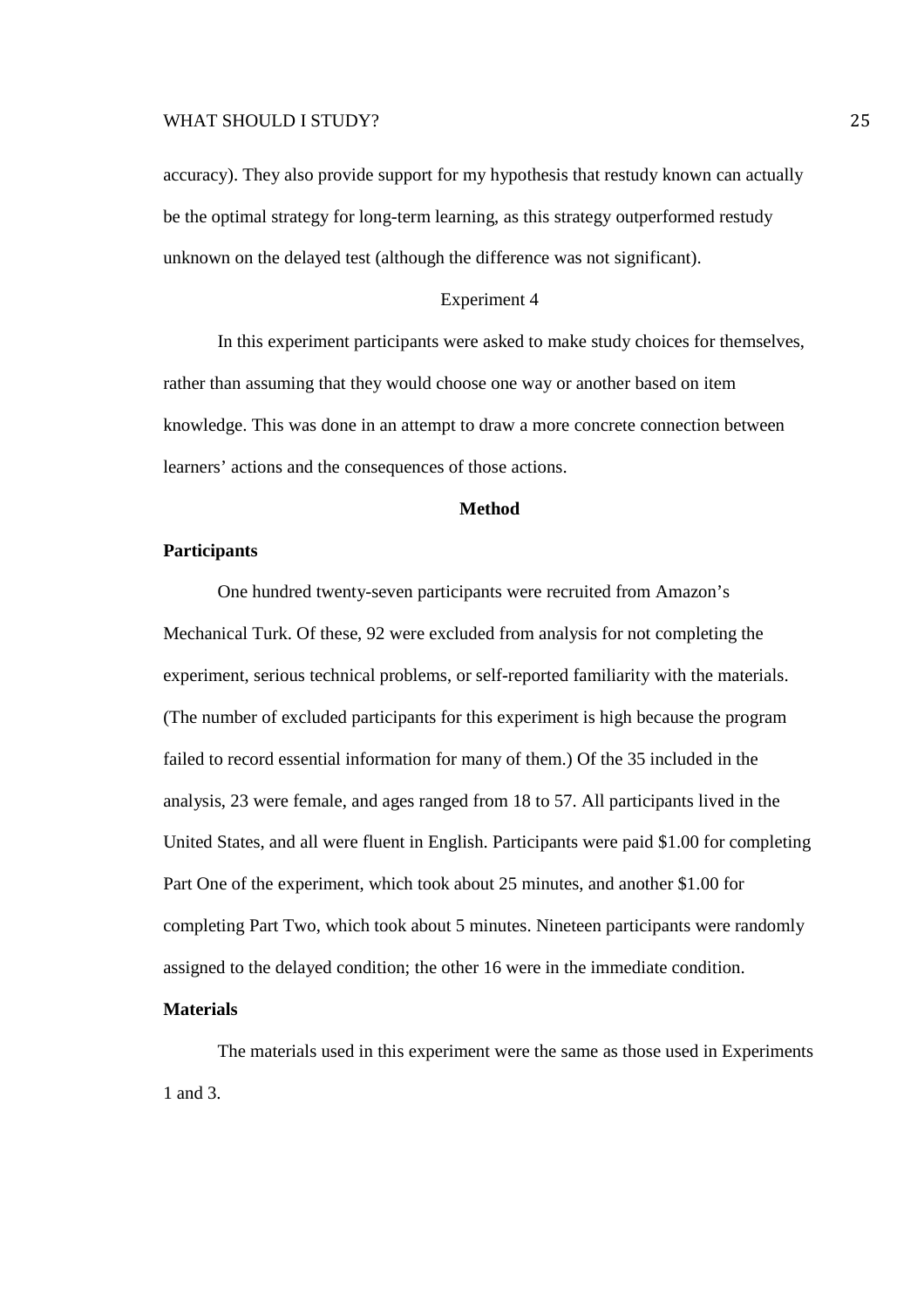accuracy). They also provide support for my hypothesis that restudy known can actually be the optimal strategy for long-term learning, as this strategy outperformed restudy unknown on the delayed test (although the difference was not significant).

## Experiment 4

In this experiment participants were asked to make study choices for themselves, rather than assuming that they would choose one way or another based on item knowledge. This was done in an attempt to draw a more concrete connection between learners' actions and the consequences of those actions.

### Method

#### Participants

One hundred twenty-seven participants were recruited from Amazon's Mechanical Turk. Of these, 92 were excluded from analysis for not completing the experiment, serious technical problems, or self-reported familiarity with the materials. (The number of excluded participants for this experiment is high because the program failed to record essential information for many of them.) Of the 35 included in the analysis, 23 were female, and ages ranged from 18 to 57. All participants lived in the United States, and all were fluent in English. Participants were paid $1.00 for completing Part One of the experiment, which took about 25 minutes, and another $1.00 for completing Part Two, which took about 5 minutes. Nineteen participants were randomly assigned to the delayed condition; the other 16 were in the immediate condition.

#### Materials

The materials used in this experiment were the same as those used in Experiments 1 and 3.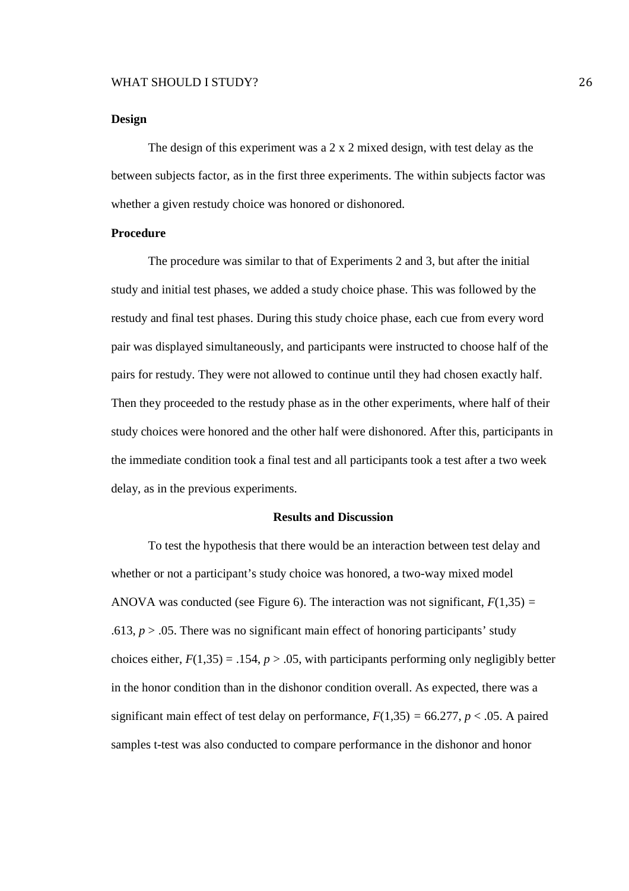### Design

The design of this experiment was a 2 x 2 mixed design, with test delay as the between subjects factor, as in the first three experiments. The within subjects factor was whether a given restudy choice was honored or dishonored.

### Procedure

The procedure was similar to that of Experiments 2 and 3, but after the initial study and initial test phases, we added a study choice phase. This was followed by the restudy and final test phases. During this study choice phase, each cue from every word pair was displayed simultaneously, and participants were instructed to choose half of the pairs for restudy. They were not allowed to continue until they had chosen exactly half. Then they proceeded to the restudy phase as in the other experiments, where half of their study choices were honored and the other half were dishonored. After this, participants in the immediate condition took a final test and all participants took a test after a two week delay, as in the previous experiments.

## Results and Discussion

To test the hypothesis that there would be an interaction between test delay and whether or not a participant's study choice was honored, a two-way mixed model ANOVA was conducted (see Figure 6). The interaction was not significant, $F(1,35) = .613$, $p > .05$. There was no significant main effect of honoring participants' study choices either, $F(1,35) = .154$, $p > .05$, with participants performing only negligibly better in the honor condition than in the dishonor condition overall. As expected, there was a significant main effect of test delay on performance, $F(1,35) = 66.277$, $p < .05$. A paired samples t-test was also conducted to compare performance in the dishonor and honor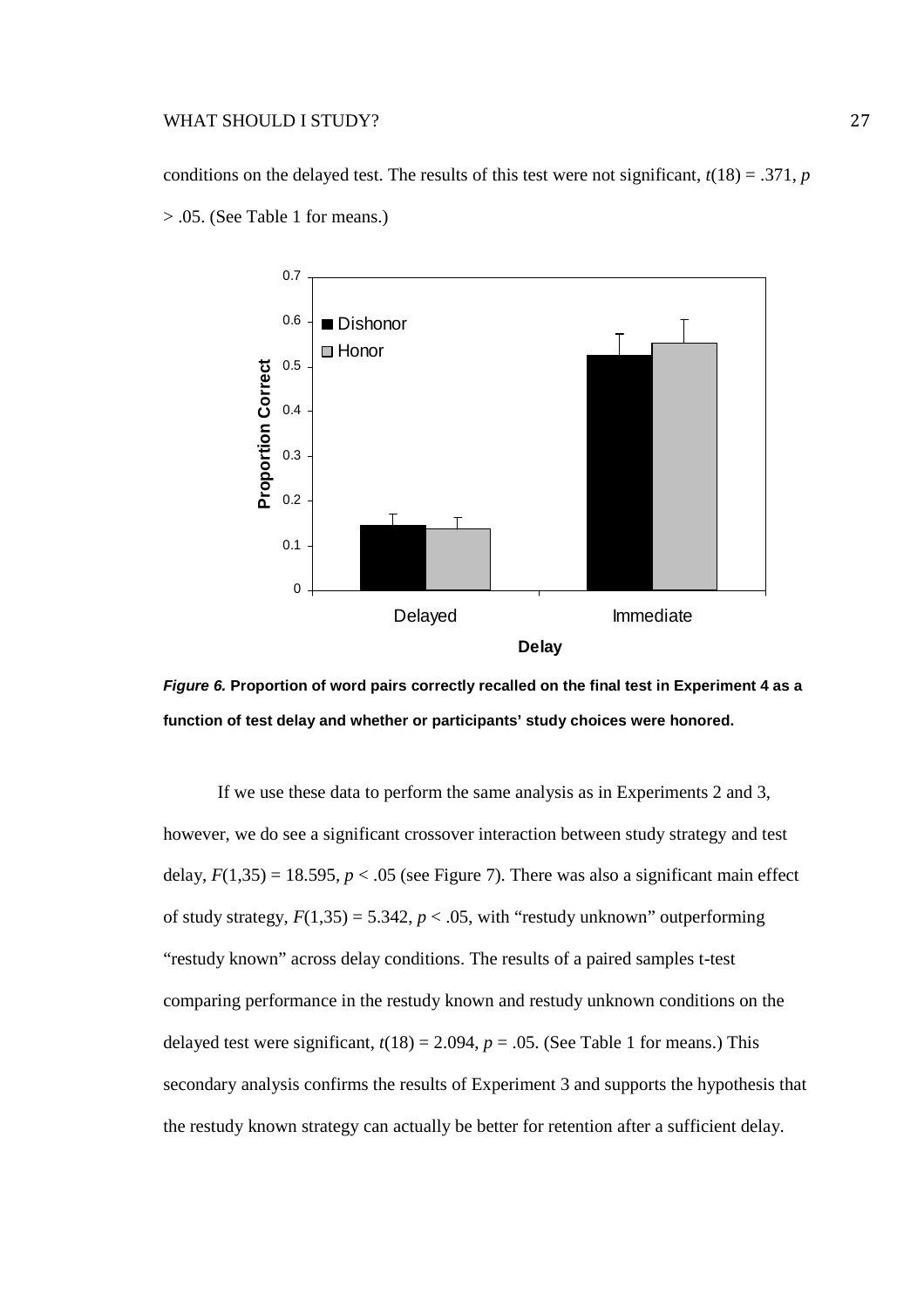conditions on the delayed test. The results of this test were not significant, $t(18) = .371$, $p > .05$. (See Table 1 for means.)

*Figure 6.* **Proportion of word pairs correctly recalled on the final test in Experiment 4 as a function of test delay and whether or participants' study choices were honored.**

If we use these data to perform the same analysis as in Experiments 2 and 3, however, we do see a significant crossover interaction between study strategy and test delay, $F(1,35) = 18.595$, $p < .05$ (see Figure 7). There was also a significant main effect of study strategy, $F(1,35) = 5.342$, $p < .05$, with "restudy unknown" outperforming "restudy known" across delay conditions. The results of a paired samples t-test comparing performance in the restudy known and restudy unknown conditions on the delayed test were significant, $t(18) = 2.094$, $p = .05$. (See Table 1 for means.) This secondary analysis confirms the results of Experiment 3 and supports the hypothesis that the restudy known strategy can actually be better for retention after a sufficient delay.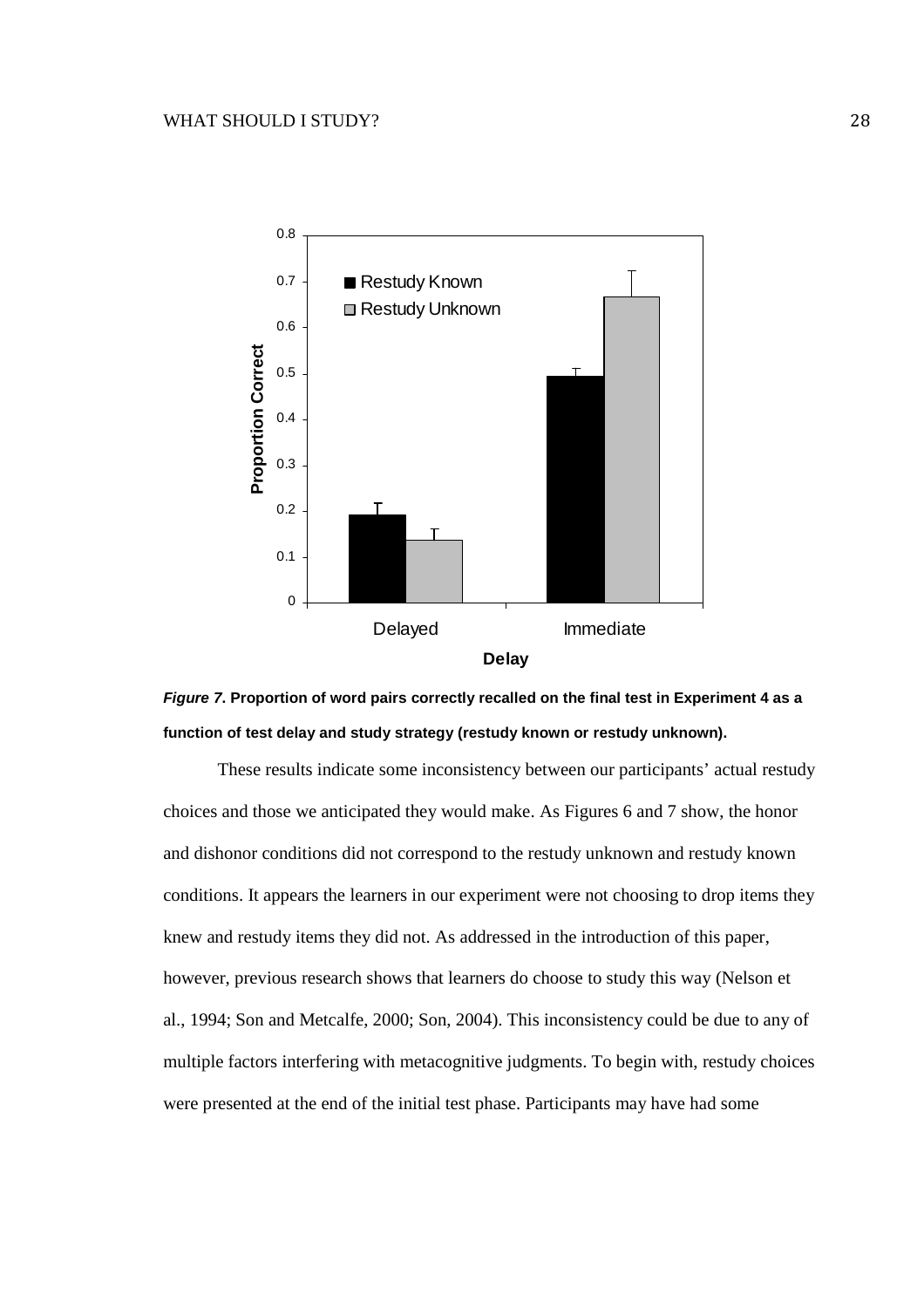*Figure 7*. **Proportion of word pairs correctly recalled on the final test in Experiment 4 as a function of test delay and study strategy (restudy known or restudy unknown).**

These results indicate some inconsistency between our participants' actual restudy choices and those we anticipated they would make. As Figures 6 and 7 show, the honor and dishonor conditions did not correspond to the restudy unknown and restudy known conditions. It appears the learners in our experiment were not choosing to drop items they knew and restudy items they did not. As addressed in the introduction of this paper, however, previous research shows that learners do choose to study this way (Nelson et al., 1994; Son and Metcalfe, 2000; Son, 2004). This inconsistency could be due to any of multiple factors interfering with metacognitive judgments. To begin with, restudy choices were presented at the end of the initial test phase. Participants may have had some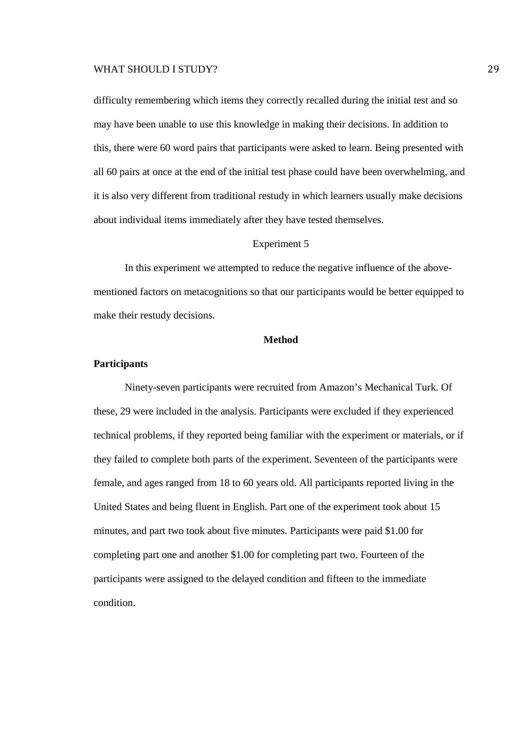difficulty remembering which items they correctly recalled during the initial test and so may have been unable to use this knowledge in making their decisions. In addition to this, there were 60 word pairs that participants were asked to learn. Being presented with all 60 pairs at once at the end of the initial test phase could have been overwhelming, and it is also very different from traditional restudy in which learners usually make decisions about individual items immediately after they have tested themselves.

## Experiment 5

In this experiment we attempted to reduce the negative influence of the above-mentioned factors on metacognitions so that our participants would be better equipped to make their restudy decisions.

### Method

#### Participants

Ninety-seven participants were recruited from Amazon's Mechanical Turk. Of these, 29 were included in the analysis. Participants were excluded if they experienced technical problems, if they reported being familiar with the experiment or materials, or if they failed to complete both parts of the experiment. Seventeen of the participants were female, and ages ranged from 18 to 60 years old. All participants reported living in the United States and being fluent in English. Part one of the experiment took about 15 minutes, and part two took about five minutes. Participants were paid $1.00 for completing part one and another $1.00 for completing part two. Fourteen of the participants were assigned to the delayed condition and fifteen to the immediate condition.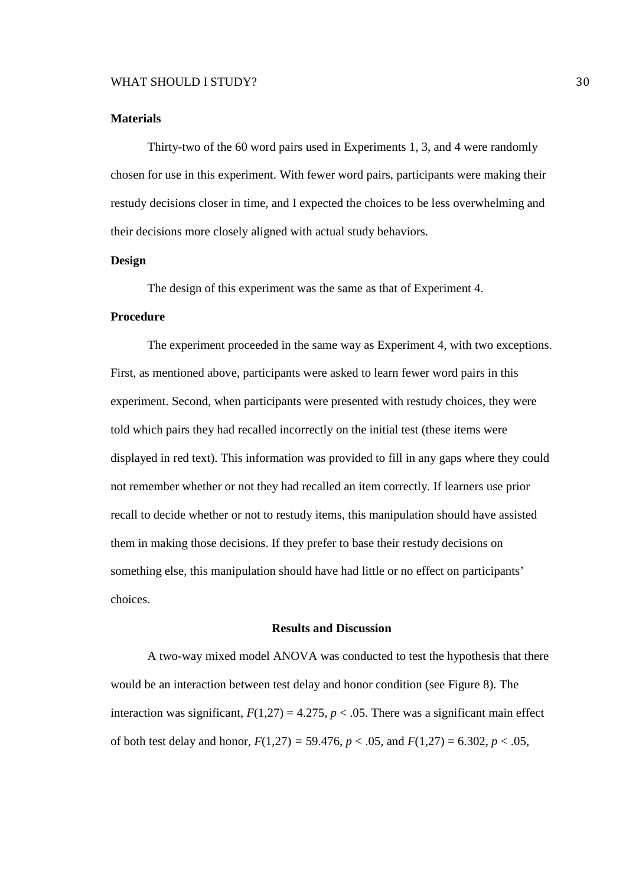### Materials

Thirty-two of the 60 word pairs used in Experiments 1, 3, and 4 were randomly chosen for use in this experiment. With fewer word pairs, participants were making their restudy decisions closer in time, and I expected the choices to be less overwhelming and their decisions more closely aligned with actual study behaviors.

### Design

The design of this experiment was the same as that of Experiment 4.

### Procedure

The experiment proceeded in the same way as Experiment 4, with two exceptions. First, as mentioned above, participants were asked to learn fewer word pairs in this experiment. Second, when participants were presented with restudy choices, they were told which pairs they had recalled incorrectly on the initial test (these items were displayed in red text). This information was provided to fill in any gaps where they could not remember whether or not they had recalled an item correctly. If learners use prior recall to decide whether or not to restudy items, this manipulation should have assisted them in making those decisions. If they prefer to base their restudy decisions on something else, this manipulation should have had little or no effect on participants' choices.

## Results and Discussion

A two-way mixed model ANOVA was conducted to test the hypothesis that there would be an interaction between test delay and honor condition (see Figure 8). The interaction was significant, $F(1,27) = 4.275$, $p < .05$. There was a significant main effect of both test delay and honor, $F(1,27) = 59.476$, $p < .05$, and $F(1,27) = 6.302$, $p < .05$,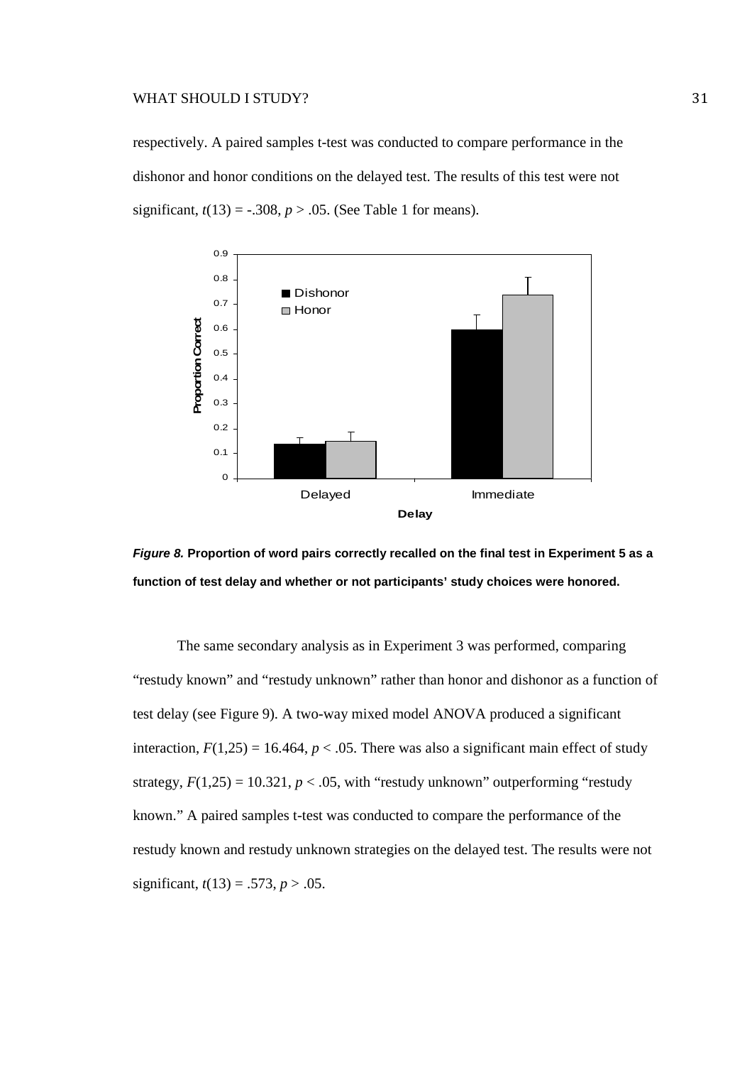respectively. A paired samples t-test was conducted to compare performance in the dishonor and honor conditions on the delayed test. The results of this test were not significant, $t(13) = -.308$, $p > .05$. (See Table 1 for means).

***Figure 8.*** **Proportion of word pairs correctly recalled on the final test in Experiment 5 as a function of test delay and whether or not participants' study choices were honored.**

The same secondary analysis as in Experiment 3 was performed, comparing "restudy known" and "restudy unknown" rather than honor and dishonor as a function of test delay (see Figure 9). A two-way mixed model ANOVA produced a significant interaction, $F(1,25) = 16.464$, $p < .05$. There was also a significant main effect of study strategy, $F(1,25) = 10.321$, $p < .05$, with "restudy unknown" outperforming "restudy known." A paired samples t-test was conducted to compare the performance of the restudy known and restudy unknown strategies on the delayed test. The results were not significant, $t(13) = .573$, $p > .05$.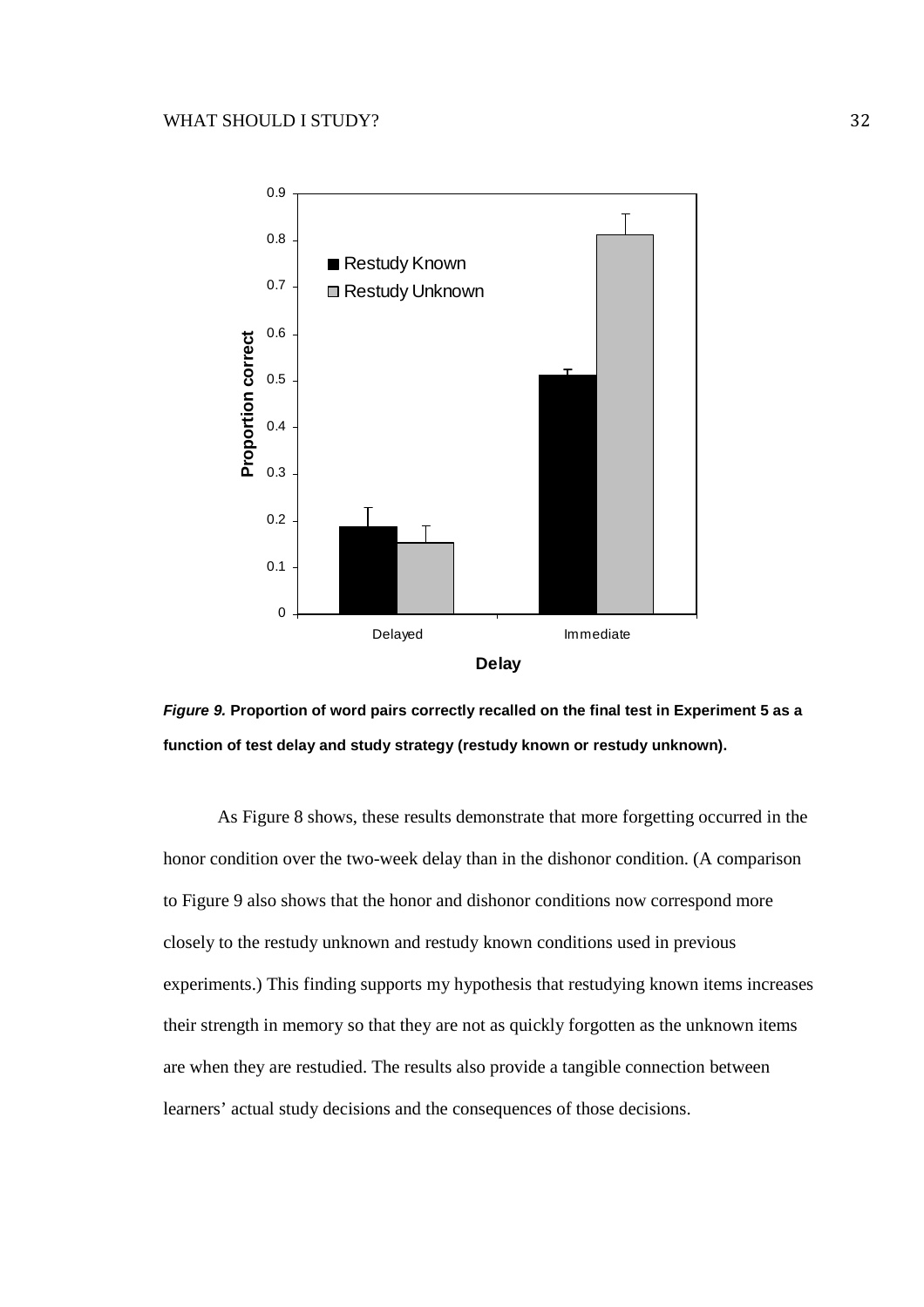*Figure 9.* **Proportion of word pairs correctly recalled on the final test in Experiment 5 as a function of test delay and study strategy (restudy known or restudy unknown).**

As Figure 8 shows, these results demonstrate that more forgetting occurred in the honor condition over the two-week delay than in the dishonor condition. (A comparison to Figure 9 also shows that the honor and dishonor conditions now correspond more closely to the restudy unknown and restudy known conditions used in previous experiments.) This finding supports my hypothesis that restudying known items increases their strength in memory so that they are not as quickly forgotten as the unknown items are when they are restudied. The results also provide a tangible connection between learners' actual study decisions and the consequences of those decisions.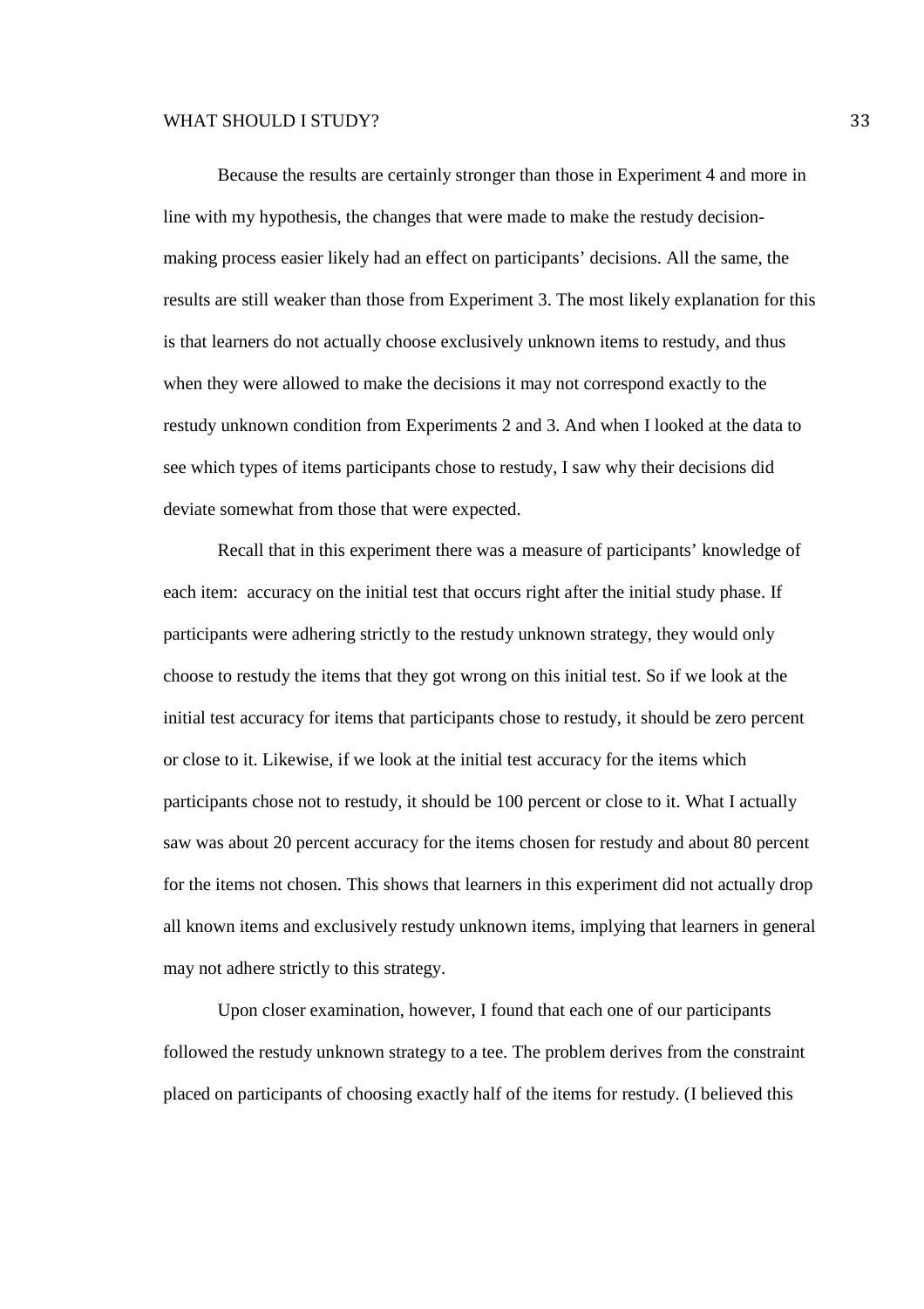Because the results are certainly stronger than those in Experiment 4 and more in line with my hypothesis, the changes that were made to make the restudy decision-making process easier likely had an effect on participants' decisions. All the same, the results are still weaker than those from Experiment 3. The most likely explanation for this is that learners do not actually choose exclusively unknown items to restudy, and thus when they were allowed to make the decisions it may not correspond exactly to the restudy unknown condition from Experiments 2 and 3. And when I looked at the data to see which types of items participants chose to restudy, I saw why their decisions did deviate somewhat from those that were expected.

Recall that in this experiment there was a measure of participants' knowledge of each item: accuracy on the initial test that occurs right after the initial study phase. If participants were adhering strictly to the restudy unknown strategy, they would only choose to restudy the items that they got wrong on this initial test. So if we look at the initial test accuracy for items that participants chose to restudy, it should be zero percent or close to it. Likewise, if we look at the initial test accuracy for the items which participants chose not to restudy, it should be 100 percent or close to it. What I actually saw was about 20 percent accuracy for the items chosen for restudy and about 80 percent for the items not chosen. This shows that learners in this experiment did not actually drop all known items and exclusively restudy unknown items, implying that learners in general may not adhere strictly to this strategy.

Upon closer examination, however, I found that each one of our participants followed the restudy unknown strategy to a tee. The problem derives from the constraint placed on participants of choosing exactly half of the items for restudy. (I believed this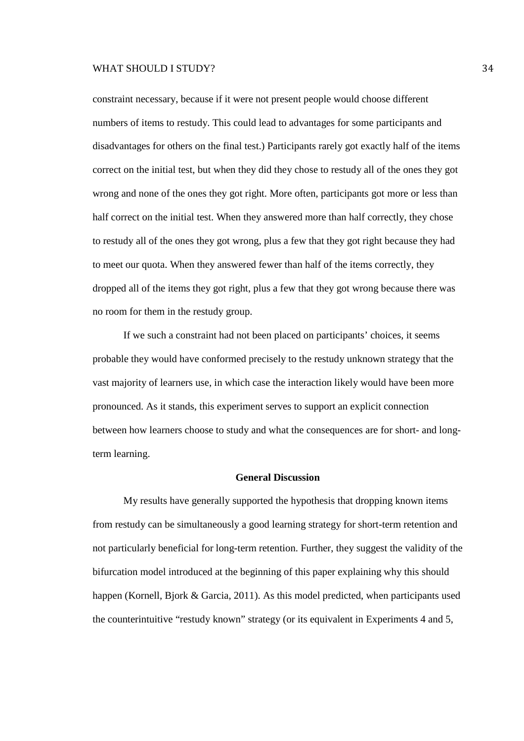constraint necessary, because if it were not present people would choose different numbers of items to restudy. This could lead to advantages for some participants and disadvantages for others on the final test.) Participants rarely got exactly half of the items correct on the initial test, but when they did they chose to restudy all of the ones they got wrong and none of the ones they got right. More often, participants got more or less than half correct on the initial test. When they answered more than half correctly, they chose to restudy all of the ones they got wrong, plus a few that they got right because they had to meet our quota. When they answered fewer than half of the items correctly, they dropped all of the items they got right, plus a few that they got wrong because there was no room for them in the restudy group.

If we such a constraint had not been placed on participants' choices, it seems probable they would have conformed precisely to the restudy unknown strategy that the vast majority of learners use, in which case the interaction likely would have been more pronounced. As it stands, this experiment serves to support an explicit connection between how learners choose to study and what the consequences are for short- and long-term learning.

## General Discussion

My results have generally supported the hypothesis that dropping known items from restudy can be simultaneously a good learning strategy for short-term retention and not particularly beneficial for long-term retention. Further, they suggest the validity of the bifurcation model introduced at the beginning of this paper explaining why this should happen (Kornell, Bjork & Garcia, 2011). As this model predicted, when participants used the counterintuitive "restudy known" strategy (or its equivalent in Experiments 4 and 5,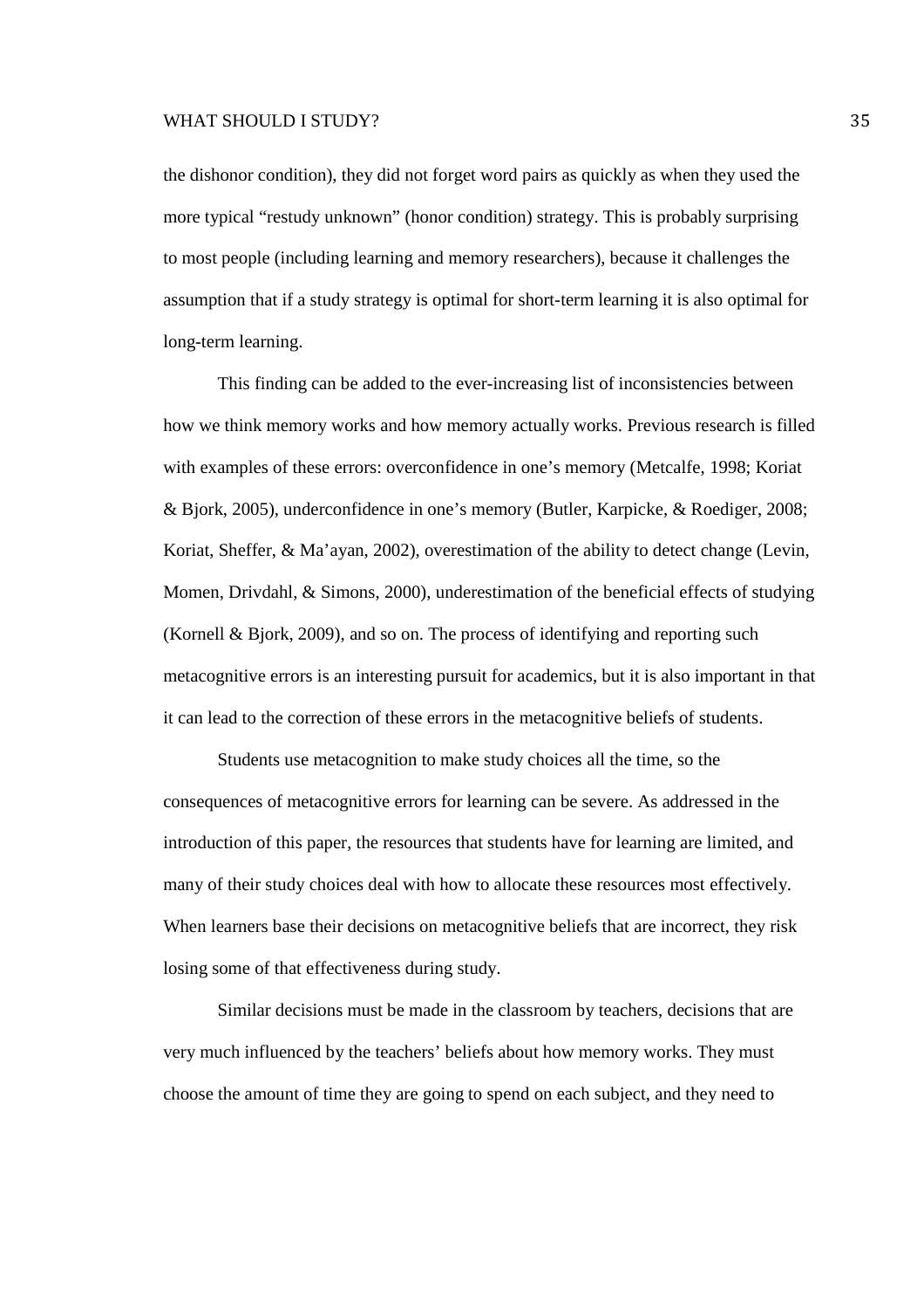the dishonor condition), they did not forget word pairs as quickly as when they used the more typical "restudy unknown" (honor condition) strategy. This is probably surprising to most people (including learning and memory researchers), because it challenges the assumption that if a study strategy is optimal for short-term learning it is also optimal for long-term learning.

This finding can be added to the ever-increasing list of inconsistencies between how we think memory works and how memory actually works. Previous research is filled with examples of these errors: overconfidence in one's memory (Metcalfe, 1998; Koriat & Bjork, 2005), underconfidence in one's memory (Butler, Karpicke, & Roediger, 2008; Koriat, Sheffer, & Ma'ayan, 2002), overestimation of the ability to detect change (Levin, Momen, Drivdahl, & Simons, 2000), underestimation of the beneficial effects of studying (Kornell & Bjork, 2009), and so on. The process of identifying and reporting such metacognitive errors is an interesting pursuit for academics, but it is also important in that it can lead to the correction of these errors in the metacognitive beliefs of students.

Students use metacognition to make study choices all the time, so the consequences of metacognitive errors for learning can be severe. As addressed in the introduction of this paper, the resources that students have for learning are limited, and many of their study choices deal with how to allocate these resources most effectively. When learners base their decisions on metacognitive beliefs that are incorrect, they risk losing some of that effectiveness during study.

Similar decisions must be made in the classroom by teachers, decisions that are very much influenced by the teachers' beliefs about how memory works. They must choose the amount of time they are going to spend on each subject, and they need to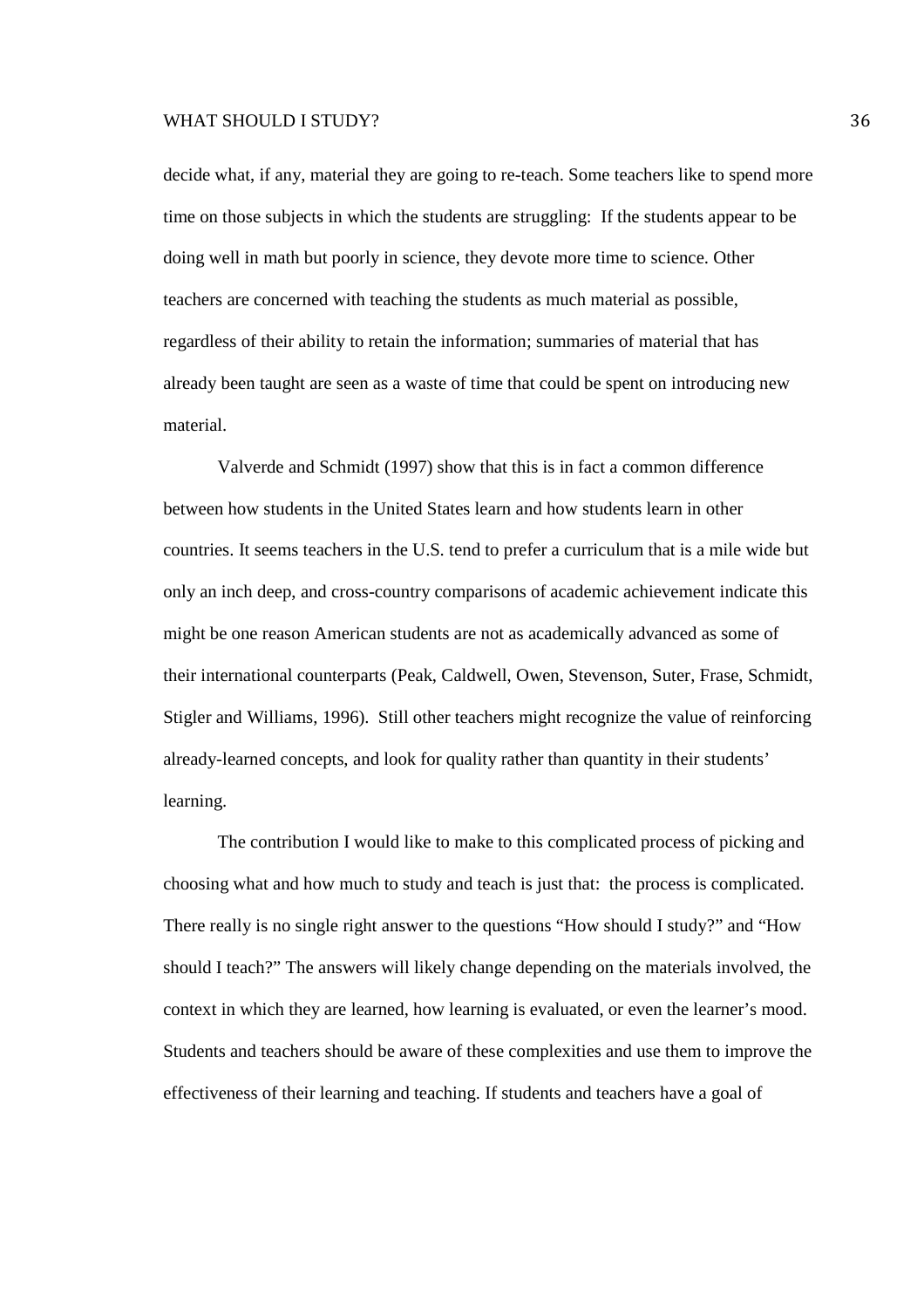decide what, if any, material they are going to re-teach. Some teachers like to spend more time on those subjects in which the students are struggling: If the students appear to be doing well in math but poorly in science, they devote more time to science. Other teachers are concerned with teaching the students as much material as possible, regardless of their ability to retain the information; summaries of material that has already been taught are seen as a waste of time that could be spent on introducing new material.

Valverde and Schmidt (1997) show that this is in fact a common difference between how students in the United States learn and how students learn in other countries. It seems teachers in the U.S. tend to prefer a curriculum that is a mile wide but only an inch deep, and cross-country comparisons of academic achievement indicate this might be one reason American students are not as academically advanced as some of their international counterparts (Peak, Caldwell, Owen, Stevenson, Suter, Frase, Schmidt, Stigler and Williams, 1996). Still other teachers might recognize the value of reinforcing already-learned concepts, and look for quality rather than quantity in their students' learning.

The contribution I would like to make to this complicated process of picking and choosing what and how much to study and teach is just that: the process is complicated. There really is no single right answer to the questions "How should I study?" and "How should I teach?" The answers will likely change depending on the materials involved, the context in which they are learned, how learning is evaluated, or even the learner's mood. Students and teachers should be aware of these complexities and use them to improve the effectiveness of their learning and teaching. If students and teachers have a goal of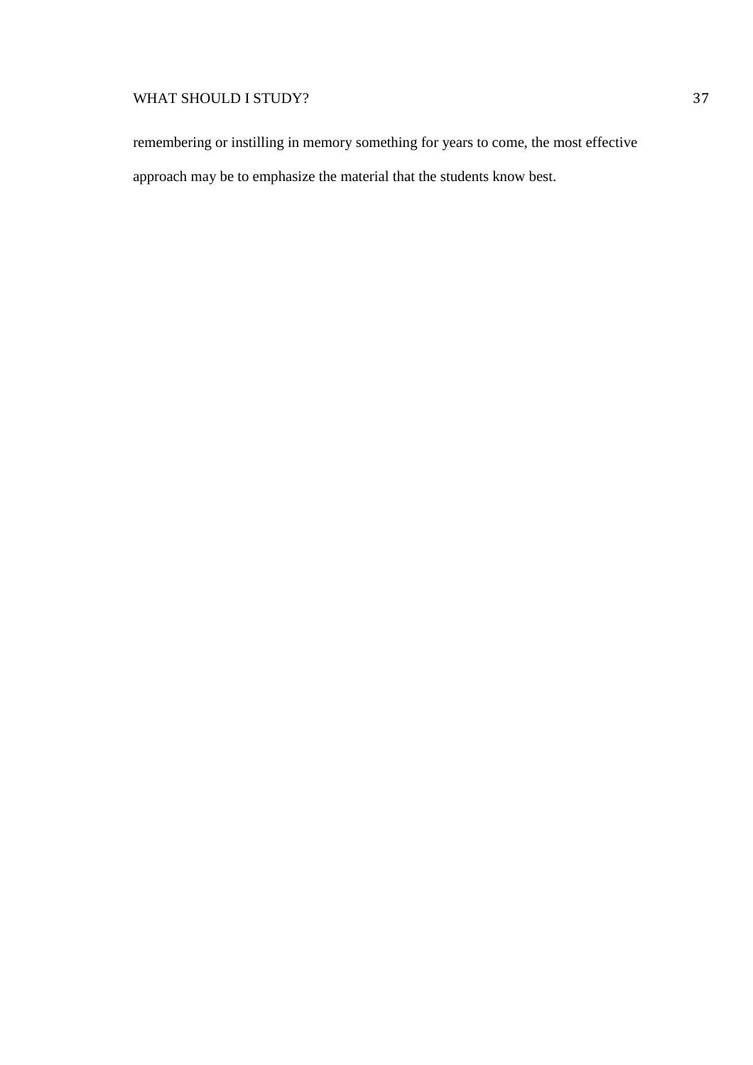remembering or instilling in memory something for years to come, the most effective approach may be to emphasize the material that the students know best.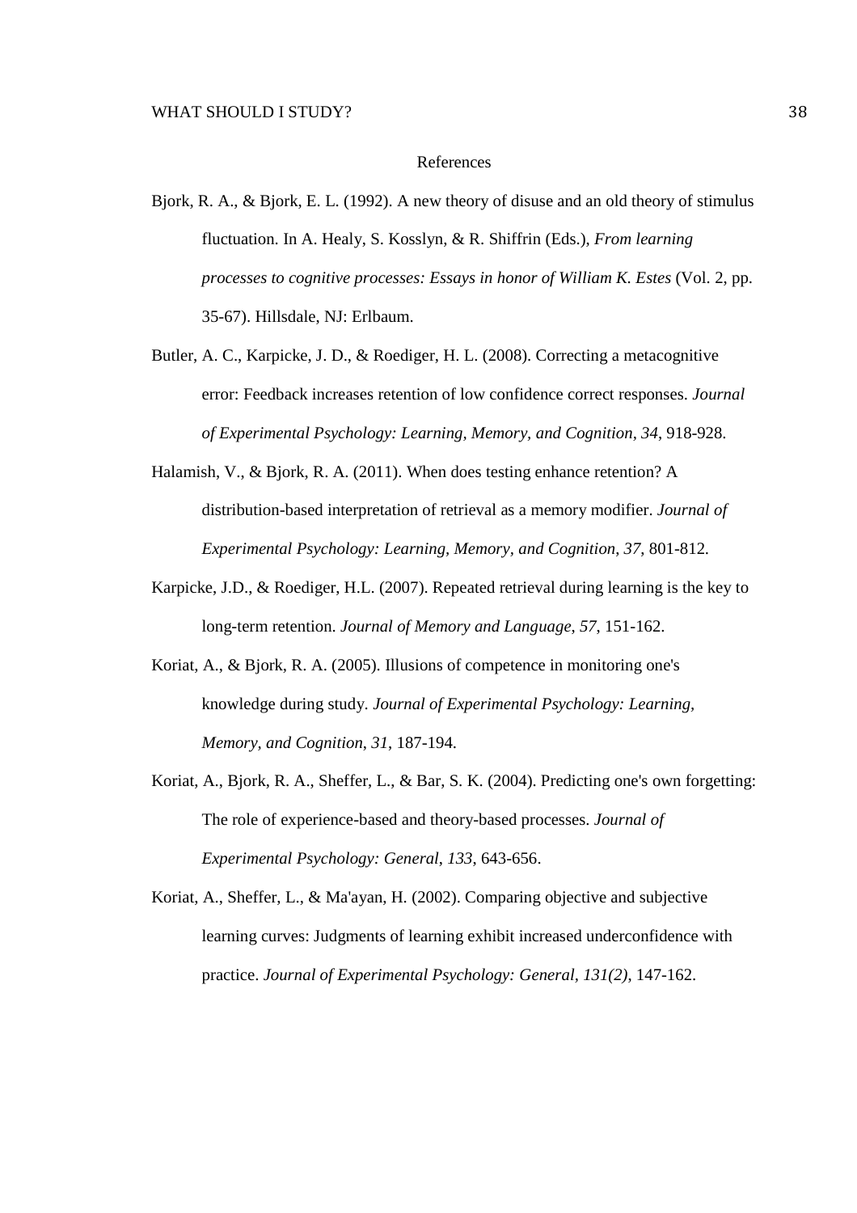## References

Bjork, R. A., & Bjork, E. L. (1992). A new theory of disuse and an old theory of stimulus fluctuation. In A. Healy, S. Kosslyn, & R. Shiffrin (Eds.), *From learning processes to cognitive processes: Essays in honor of William K. Estes* (Vol. 2, pp. 35-67). Hillsdale, NJ: Erlbaum.

Butler, A. C., Karpicke, J. D., & Roediger, H. L. (2008). Correcting a metacognitive error: Feedback increases retention of low confidence correct responses. *Journal of Experimental Psychology: Learning, Memory, and Cognition*, *34*, 918-928.

Halamish, V., & Bjork, R. A. (2011). When does testing enhance retention? A distribution-based interpretation of retrieval as a memory modifier. *Journal of Experimental Psychology: Learning, Memory, and Cognition*, *37*, 801-812.

Karpicke, J.D., & Roediger, H.L. (2007). Repeated retrieval during learning is the key to long-term retention. *Journal of Memory and Language*, *57*, 151-162.

Koriat, A., & Bjork, R. A. (2005). Illusions of competence in monitoring one's knowledge during study. *Journal of Experimental Psychology: Learning, Memory, and Cognition*, *31*, 187-194.

Koriat, A., Bjork, R. A., Sheffer, L., & Bar, S. K. (2004). Predicting one's own forgetting: The role of experience-based and theory-based processes. *Journal of Experimental Psychology: General*, *133*, 643-656.

Koriat, A., Sheffer, L., & Ma'ayan, H. (2002). Comparing objective and subjective learning curves: Judgments of learning exhibit increased underconfidence with practice. *Journal of Experimental Psychology: General*, *131(2)*, 147-162.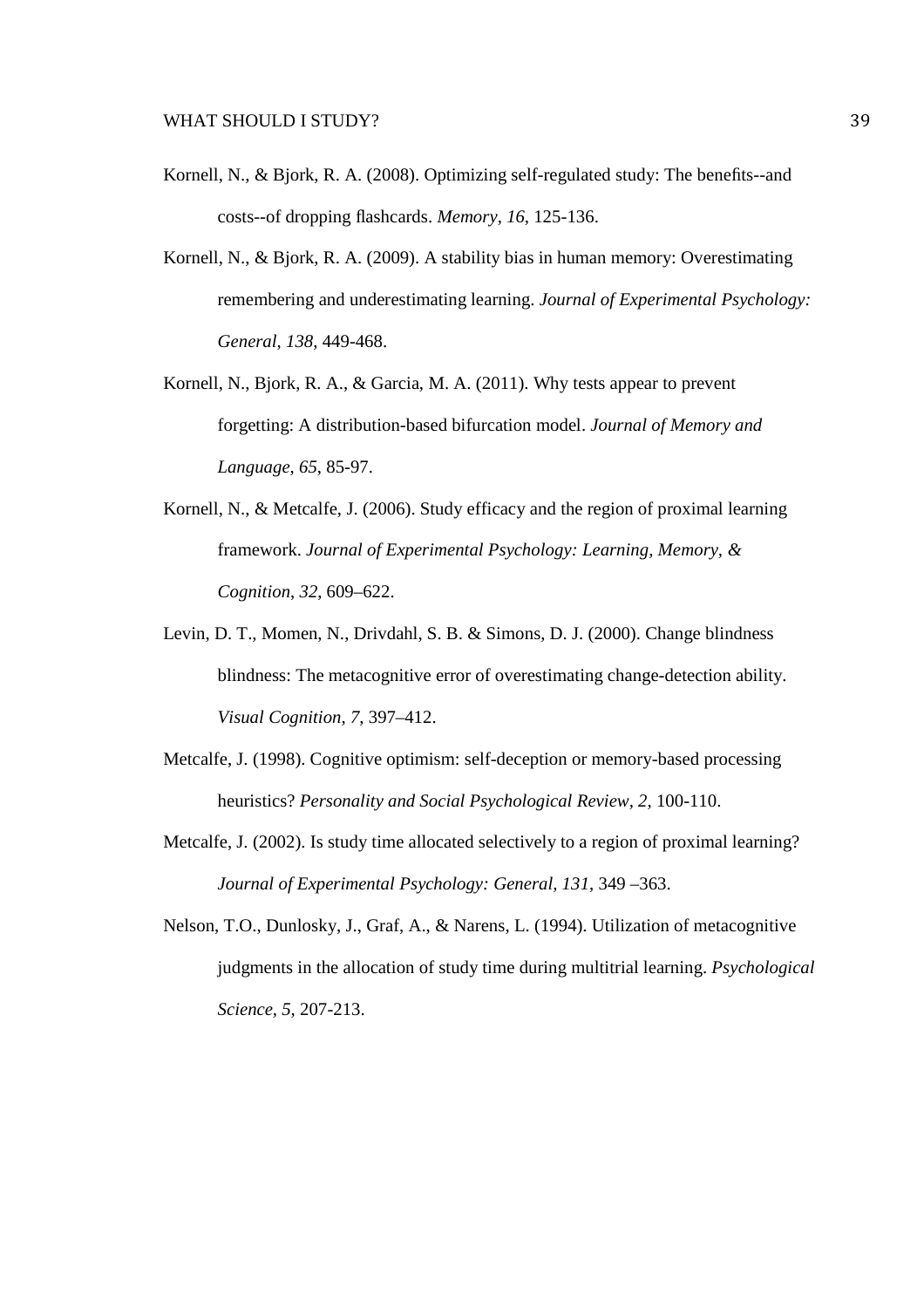Kornell, N., & Bjork, R. A. (2008). Optimizing self-regulated study: The benefits--and costs--of dropping flashcards. *Memory*, *16*, 125-136.

Kornell, N., & Bjork, R. A. (2009). A stability bias in human memory: Overestimating remembering and underestimating learning. *Journal of Experimental Psychology: General*, *138*, 449-468.

Kornell, N., Bjork, R. A., & Garcia, M. A. (2011). Why tests appear to prevent forgetting: A distribution-based bifurcation model. *Journal of Memory and Language*, *65*, 85-97.

Kornell, N., & Metcalfe, J. (2006). Study efficacy and the region of proximal learning framework. *Journal of Experimental Psychology: Learning, Memory, & Cognition*, *32*, 609–622.

Levin, D. T., Momen, N., Drivdahl, S. B. & Simons, D. J. (2000). Change blindness blindness: The metacognitive error of overestimating change-detection ability. *Visual Cognition*, *7*, 397–412.

Metcalfe, J. (1998). Cognitive optimism: self-deception or memory-based processing heuristics? *Personality and Social Psychological Review*, *2*, 100-110.

Metcalfe, J. (2002). Is study time allocated selectively to a region of proximal learning? *Journal of Experimental Psychology: General, 131*, 349 –363.

Nelson, T.O., Dunlosky, J., Graf, A., & Narens, L. (1994). Utilization of metacognitive judgments in the allocation of study time during multitrial learning. *Psychological Science*, *5*, 207-213.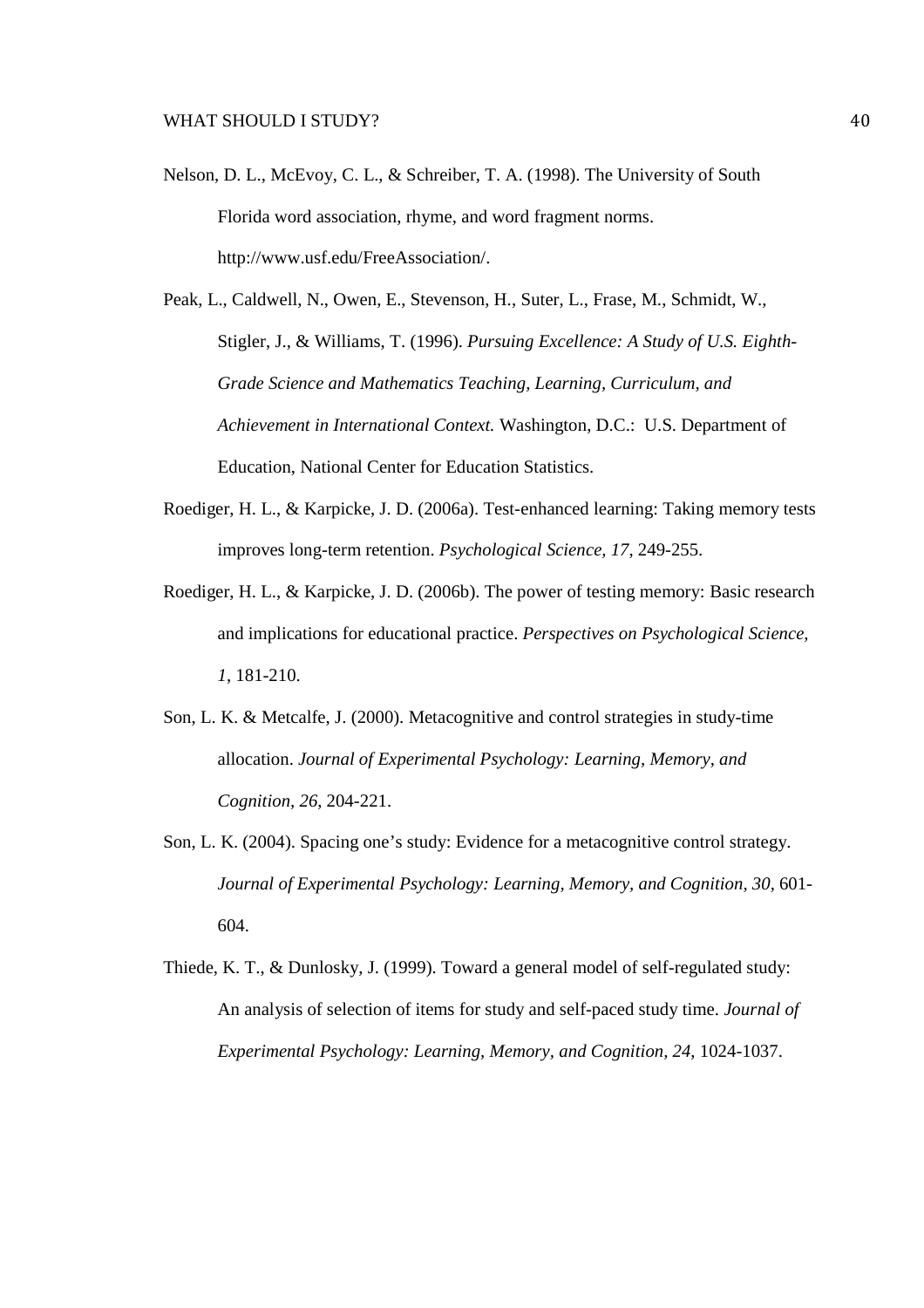Nelson, D. L., McEvoy, C. L., & Schreiber, T. A. (1998). The University of South Florida word association, rhyme, and word fragment norms. http://www.usf.edu/FreeAssociation/.

Peak, L., Caldwell, N., Owen, E., Stevenson, H., Suter, L., Frase, M., Schmidt, W., Stigler, J., & Williams, T. (1996). *Pursuing Excellence: A Study of U.S. Eighth-Grade Science and Mathematics Teaching, Learning, Curriculum, and Achievement in International Context.* Washington, D.C.: U.S. Department of Education, National Center for Education Statistics.

Roediger, H. L., & Karpicke, J. D. (2006a). Test-enhanced learning: Taking memory tests improves long-term retention. *Psychological Science, 17*, 249-255.

Roediger, H. L., & Karpicke, J. D. (2006b). The power of testing memory: Basic research and implications for educational practice. *Perspectives on Psychological Science, 1*, 181-210.

Son, L. K. & Metcalfe, J. (2000). Metacognitive and control strategies in study-time allocation. *Journal of Experimental Psychology: Learning, Memory, and Cognition, 26*, 204-221.

Son, L. K. (2004). Spacing one's study: Evidence for a metacognitive control strategy. *Journal of Experimental Psychology: Learning, Memory, and Cognition, 30*, 601-604.

Thiede, K. T., & Dunlosky, J. (1999). Toward a general model of self-regulated study: An analysis of selection of items for study and self-paced study time. *Journal of Experimental Psychology: Learning, Memory, and Cognition, 24*, 1024-1037.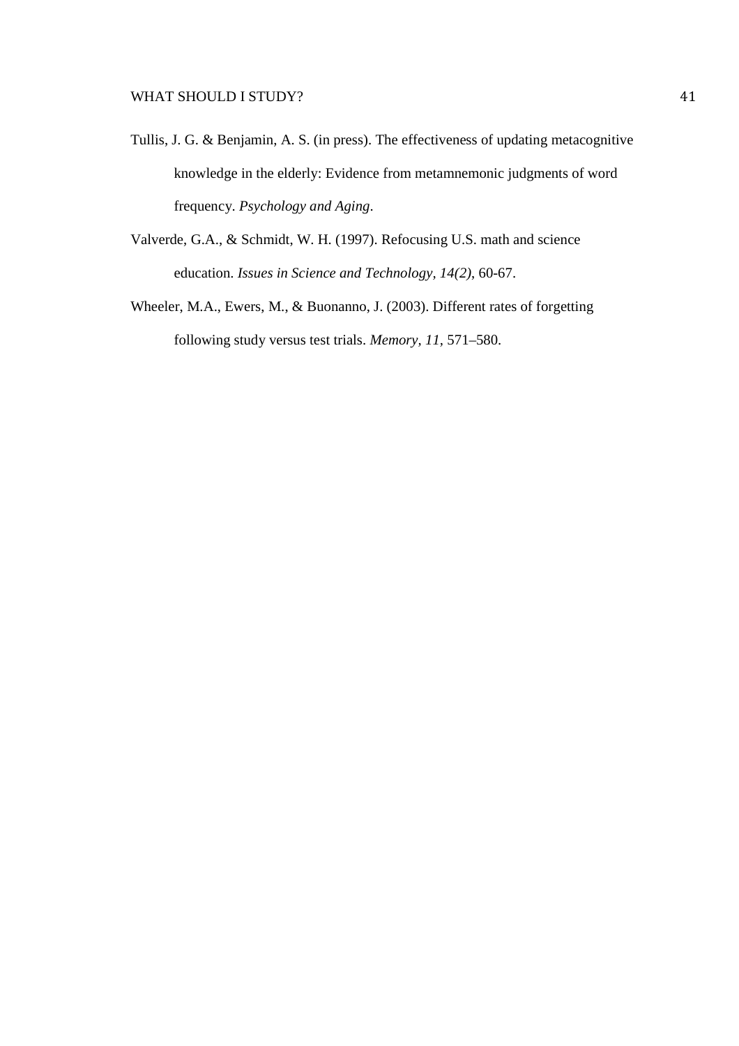Tullis, J. G. & Benjamin, A. S. (in press). The effectiveness of updating metacognitive knowledge in the elderly: Evidence from metamnemonic judgments of word frequency. *Psychology and Aging*.

Valverde, G.A., & Schmidt, W. H. (1997). Refocusing U.S. math and science education. *Issues in Science and Technology, 14(2)*, 60-67.

Wheeler, M.A., Ewers, M., & Buonanno, J. (2003). Different rates of forgetting following study versus test trials. *Memory, 11*, 571–580.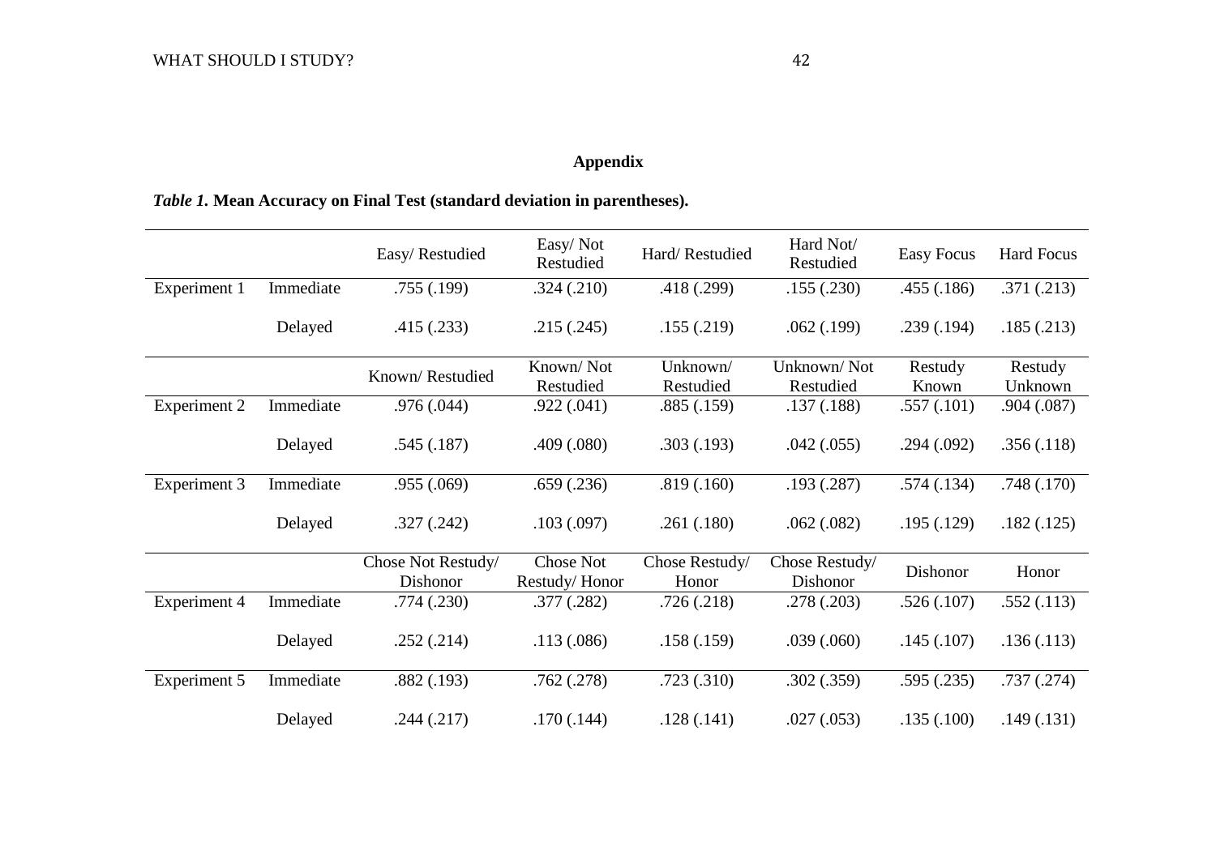**Appendix**

***Table 1.*** **Mean Accuracy on Final Test (standard deviation in parentheses).**

| | | Easy/ Restudied | Easy/ Not Restudied | Hard/ Restudied | Hard Not/ Restudied | Easy Focus | Hard Focus |
|---|---|---|---|---|---|---|---|
| Experiment 1 | Immediate | .755 (.199) | .324 (.210) | .418 (.299) | .155 (.230) | .455 (.186) | .371 (.213) |
| | Delayed | .415 (.233) | .215 (.245) | .155 (.219) | .062 (.199) | .239 (.194) | .185 (.213) |
| | | Known/ Restudied | Known/ Not Restudied | Unknown/ Restudied | Unknown/ Not Restudied | Restudy Known | Restudy Unknown |
| Experiment 2 | Immediate | .976 (.044) | .922 (.041) | .885 (.159) | .137 (.188) | .557 (.101) | .904 (.087) |
| | Delayed | .545 (.187) | .409 (.080) | .303 (.193) | .042 (.055) | .294 (.092) | .356 (.118) |
| Experiment 3 | Immediate | .955 (.069) | .659 (.236) | .819 (.160) | .193 (.287) | .574 (.134) | .748 (.170) |
| | Delayed | .327 (.242) | .103 (.097) | .261 (.180) | .062 (.082) | .195 (.129) | .182 (.125) |
| | | Chose Not Restudy/ Dishonor | Chose Not Restudy/ Honor | Chose Restudy/ Honor | Chose Restudy/ Dishonor | Dishonor | Honor |
| Experiment 4 | Immediate | .774 (.230) | .377 (.282) | .726 (.218) | .278 (.203) | .526 (.107) | .552 (.113) |
| | Delayed | .252 (.214) | .113 (.086) | .158 (.159) | .039 (.060) | .145 (.107) | .136 (.113) |
| Experiment 5 | Immediate | .882 (.193) | .762 (.278) | .723 (.310) | .302 (.359) | .595 (.235) | .737 (.274) |
| | Delayed | .244 (.217) | .170 (.144) | .128 (.141) | .027 (.053) | .135 (.100) | .149 (.131) |